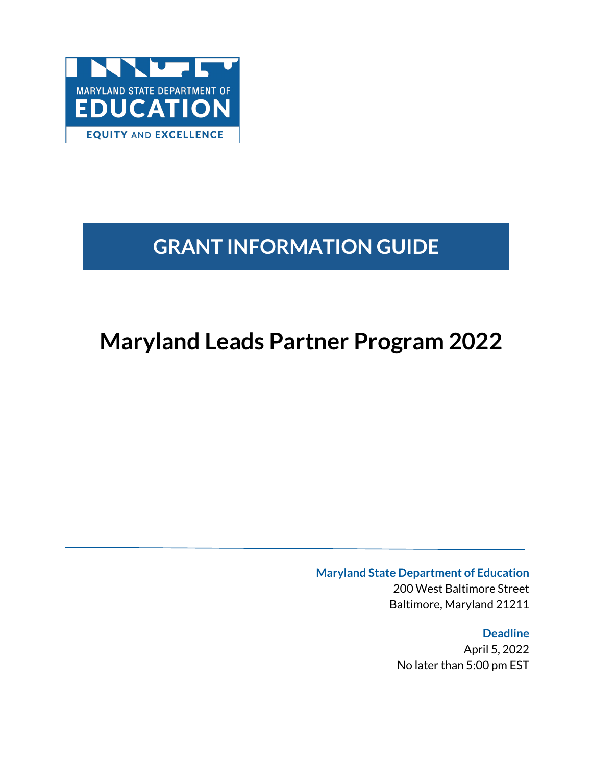MARYLAND STATE DEPARTMENT OF
EDUCATION
EQUITY AND EXCELLENCE

# GRANT INFORMATION GUIDE

# Maryland Leads Partner Program 2022

**Maryland State Department of Education**
200 West Baltimore Street
Baltimore, Maryland 21211

**Deadline**
April 5, 2022
No later than 5:00 pm EST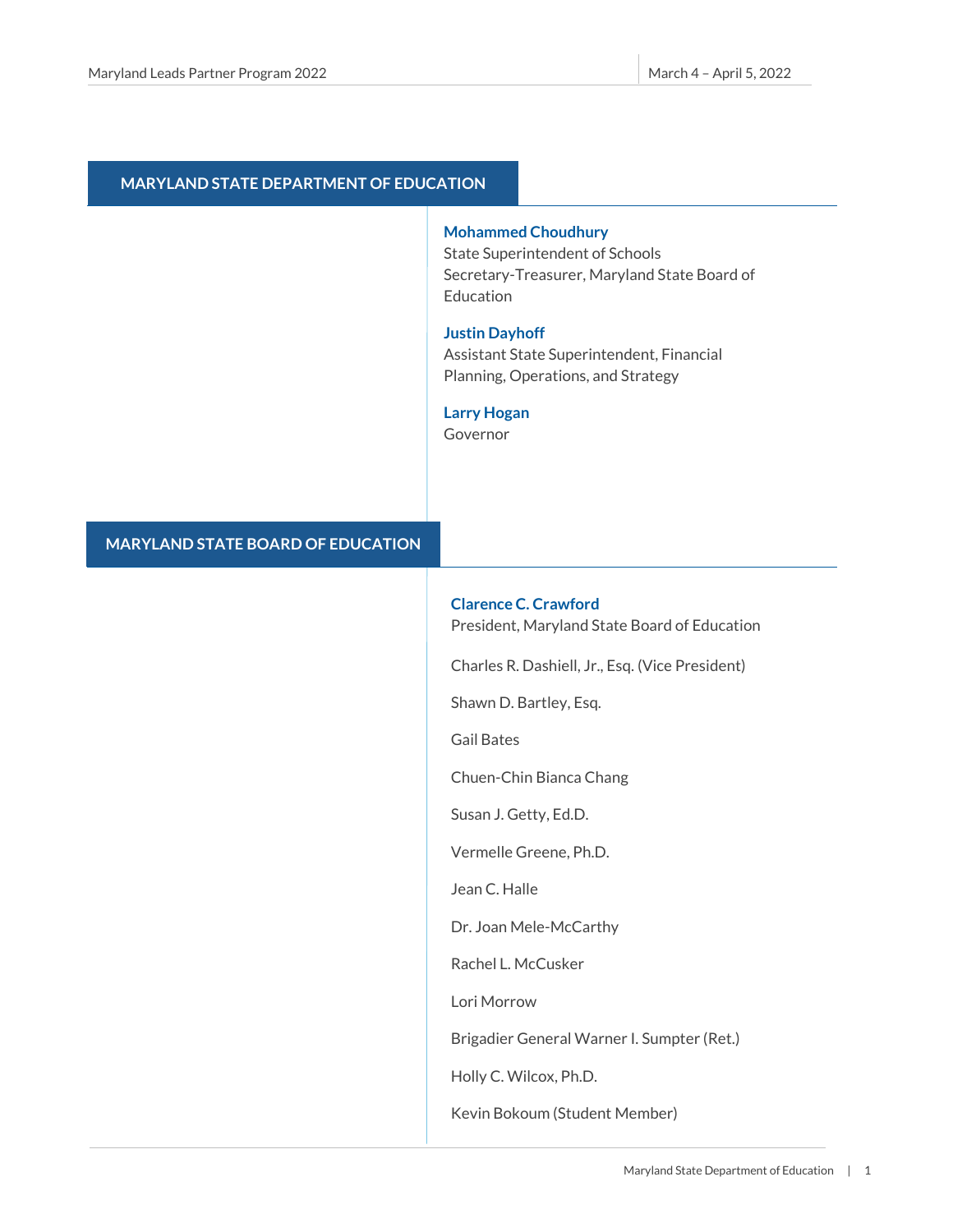## MARYLAND STATE DEPARTMENT OF EDUCATION

**Mohammed Choudhury**
State Superintendent of Schools
Secretary-Treasurer, Maryland State Board of Education

**Justin Dayhoff**
Assistant State Superintendent, Financial Planning, Operations, and Strategy

**Larry Hogan**
Governor

## MARYLAND STATE BOARD OF EDUCATION

**Clarence C. Crawford**
President, Maryland State Board of Education

Charles R. Dashiell, Jr., Esq. (Vice President)

Shawn D. Bartley, Esq.

Gail Bates

Chuen-Chin Bianca Chang

Susan J. Getty, Ed.D.

Vermelle Greene, Ph.D.

Jean C. Halle

Dr. Joan Mele-McCarthy

Rachel L. McCusker

Lori Morrow

Brigadier General Warner I. Sumpter (Ret.)

Holly C. Wilcox, Ph.D.

Kevin Bokoum (Student Member)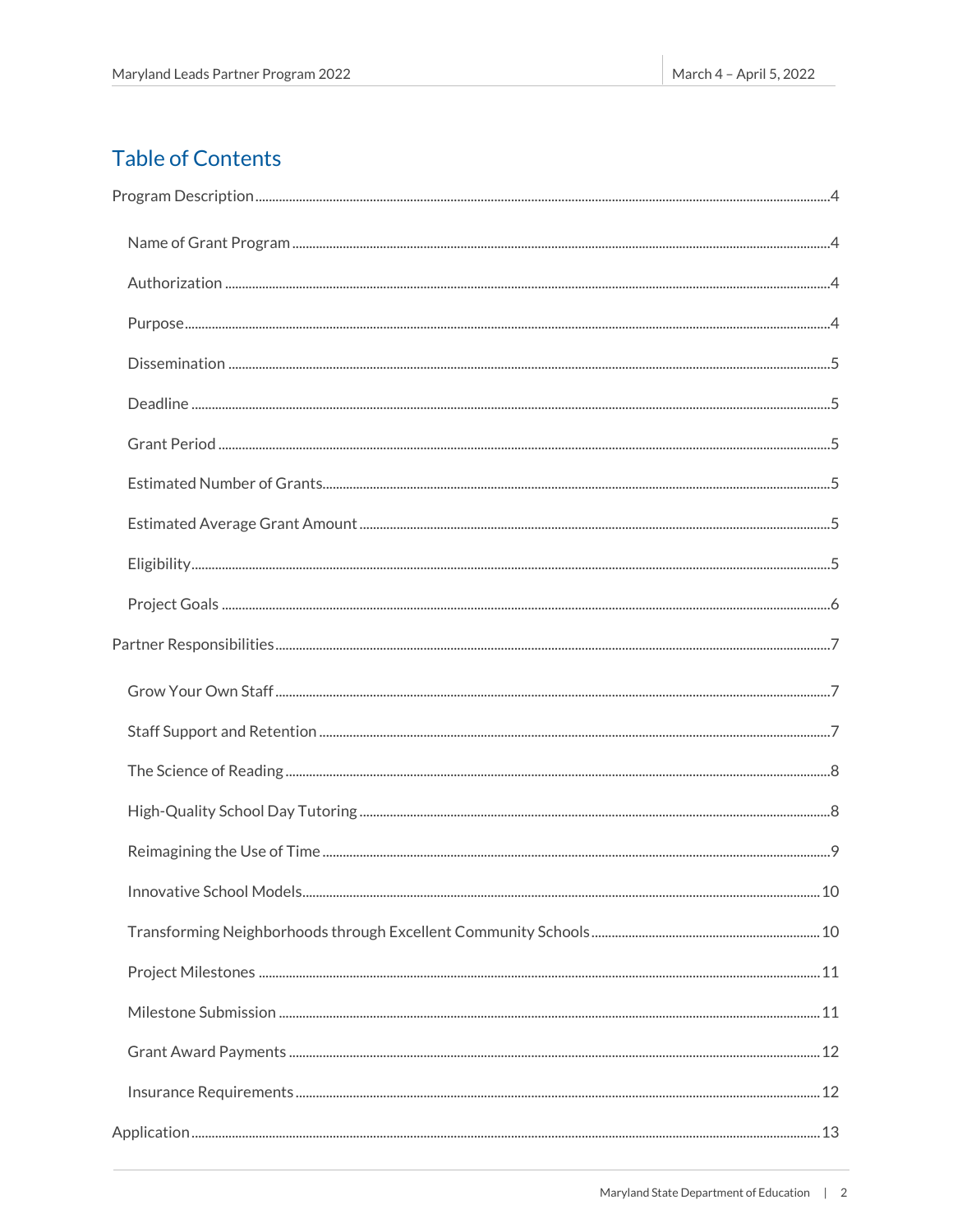## Table of Contents

Program Description ........ 4

- Name of Grant Program ........ 4
- Authorization ........ 4
- Purpose ........ 4
- Dissemination ........ 5
- Deadline ........ 5
- Grant Period ........ 5
- Estimated Number of Grants ........ 5
- Estimated Average Grant Amount ........ 5
- Eligibility ........ 5
- Project Goals ........ 6

Partner Responsibilities ........ 7

- Grow Your Own Staff ........ 7
- Staff Support and Retention ........ 7
- The Science of Reading ........ 8
- High-Quality School Day Tutoring ........ 8
- Reimagining the Use of Time ........ 9
- Innovative School Models ........ 10
- Transforming Neighborhoods through Excellent Community Schools ........ 10
- Project Milestones ........ 11
- Milestone Submission ........ 11
- Grant Award Payments ........ 12
- Insurance Requirements ........ 12

Application ........ 13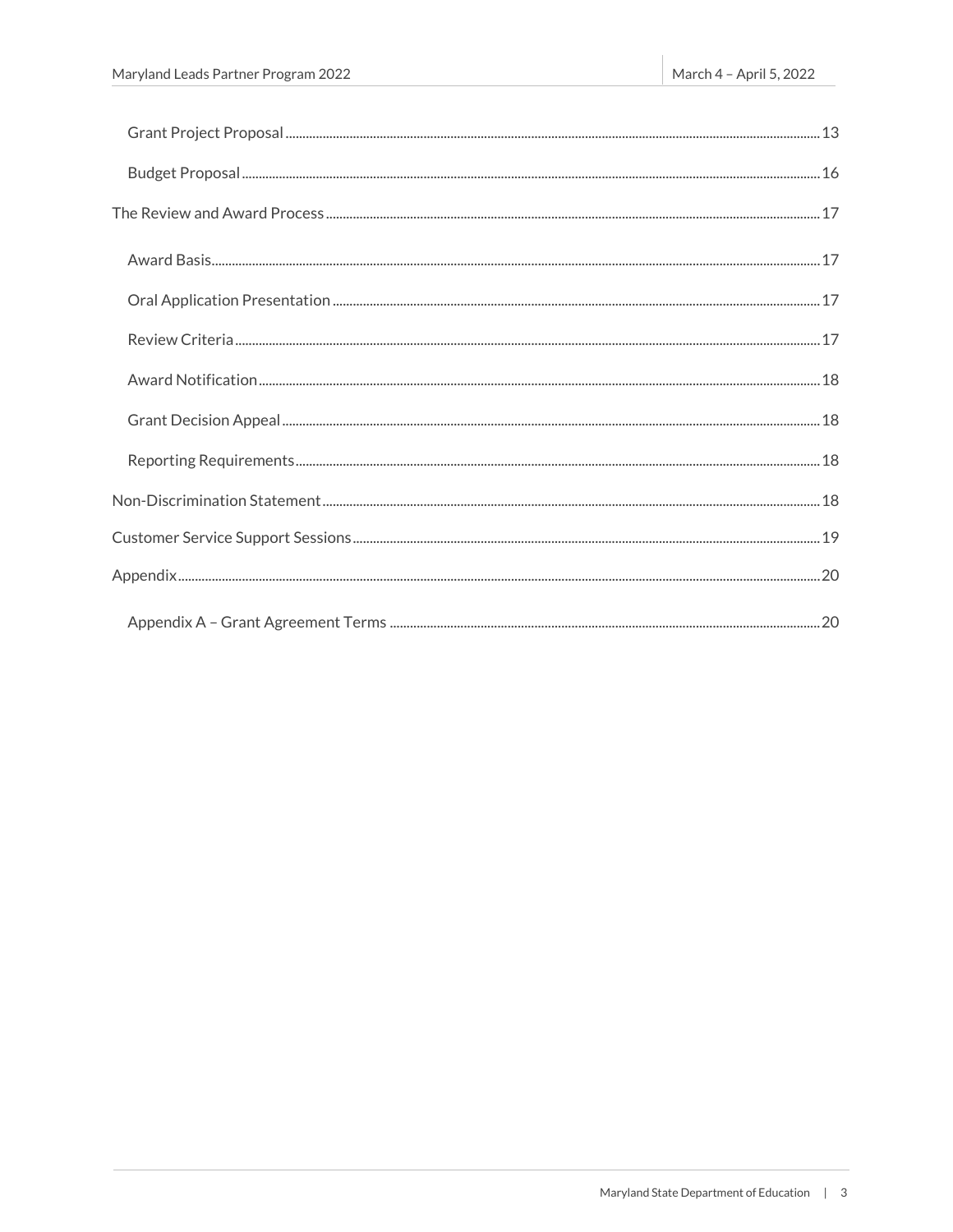- Grant Project Proposal .......... 13
- Budget Proposal .......... 16

The Review and Award Process .......... 17

- Award Basis .......... 17
- Oral Application Presentation .......... 17
- Review Criteria .......... 17
- Award Notification .......... 18
- Grant Decision Appeal .......... 18
- Reporting Requirements .......... 18

Non-Discrimination Statement .......... 18

Customer Service Support Sessions .......... 19

Appendix .......... 20

- Appendix A – Grant Agreement Terms .......... 20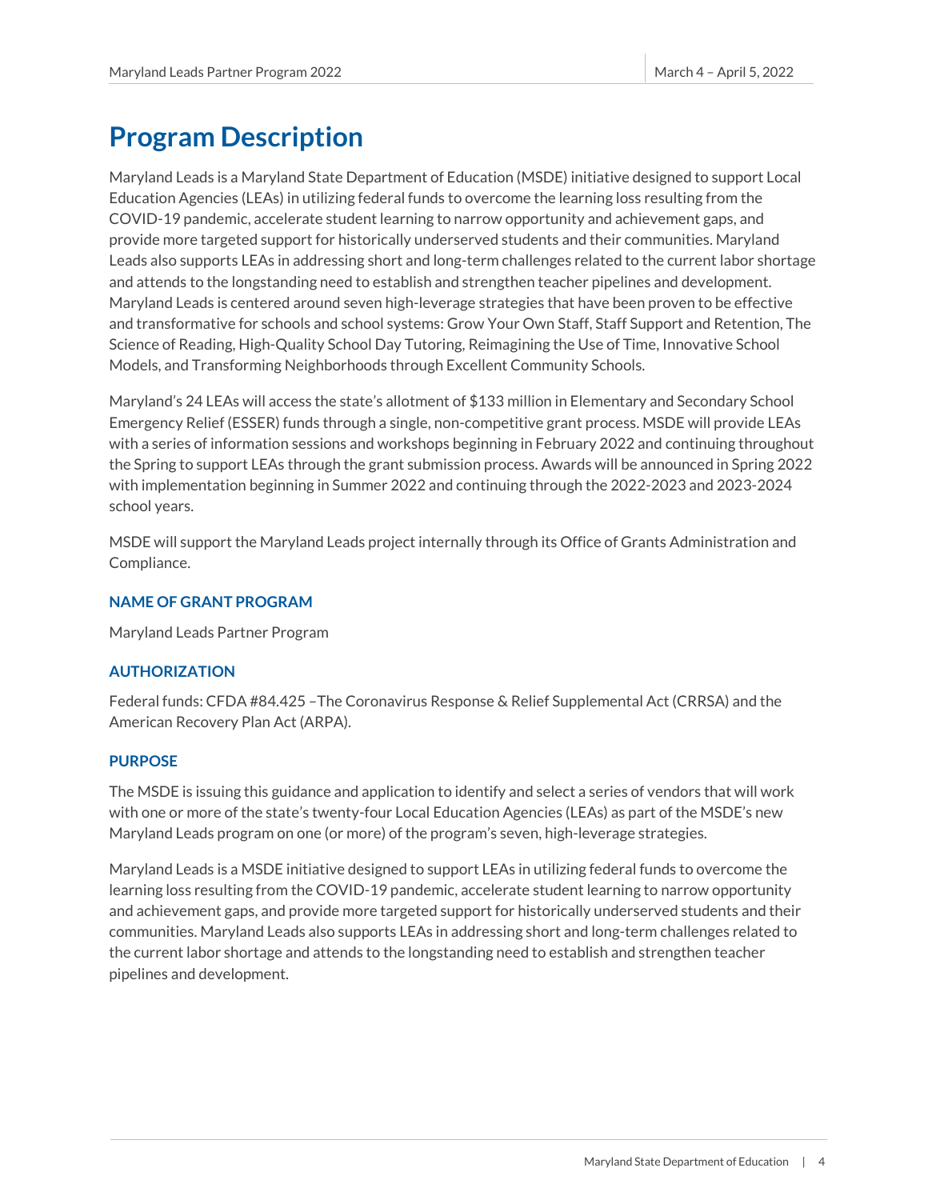# Program Description

Maryland Leads is a Maryland State Department of Education (MSDE) initiative designed to support Local Education Agencies (LEAs) in utilizing federal funds to overcome the learning loss resulting from the COVID-19 pandemic, accelerate student learning to narrow opportunity and achievement gaps, and provide more targeted support for historically underserved students and their communities. Maryland Leads also supports LEAs in addressing short and long-term challenges related to the current labor shortage and attends to the longstanding need to establish and strengthen teacher pipelines and development. Maryland Leads is centered around seven high-leverage strategies that have been proven to be effective and transformative for schools and school systems: Grow Your Own Staff, Staff Support and Retention, The Science of Reading, High-Quality School Day Tutoring, Reimagining the Use of Time, Innovative School Models, and Transforming Neighborhoods through Excellent Community Schools.

Maryland's 24 LEAs will access the state's allotment of $133 million in Elementary and Secondary School Emergency Relief (ESSER) funds through a single, non-competitive grant process. MSDE will provide LEAs with a series of information sessions and workshops beginning in February 2022 and continuing throughout the Spring to support LEAs through the grant submission process. Awards will be announced in Spring 2022 with implementation beginning in Summer 2022 and continuing through the 2022-2023 and 2023-2024 school years.

MSDE will support the Maryland Leads project internally through its Office of Grants Administration and Compliance.

### NAME OF GRANT PROGRAM

Maryland Leads Partner Program

### AUTHORIZATION

Federal funds: CFDA #84.425 –The Coronavirus Response & Relief Supplemental Act (CRRSA) and the American Recovery Plan Act (ARPA).

### PURPOSE

The MSDE is issuing this guidance and application to identify and select a series of vendors that will work with one or more of the state's twenty-four Local Education Agencies (LEAs) as part of the MSDE's new Maryland Leads program on one (or more) of the program's seven, high-leverage strategies.

Maryland Leads is a MSDE initiative designed to support LEAs in utilizing federal funds to overcome the learning loss resulting from the COVID-19 pandemic, accelerate student learning to narrow opportunity and achievement gaps, and provide more targeted support for historically underserved students and their communities. Maryland Leads also supports LEAs in addressing short and long-term challenges related to the current labor shortage and attends to the longstanding need to establish and strengthen teacher pipelines and development.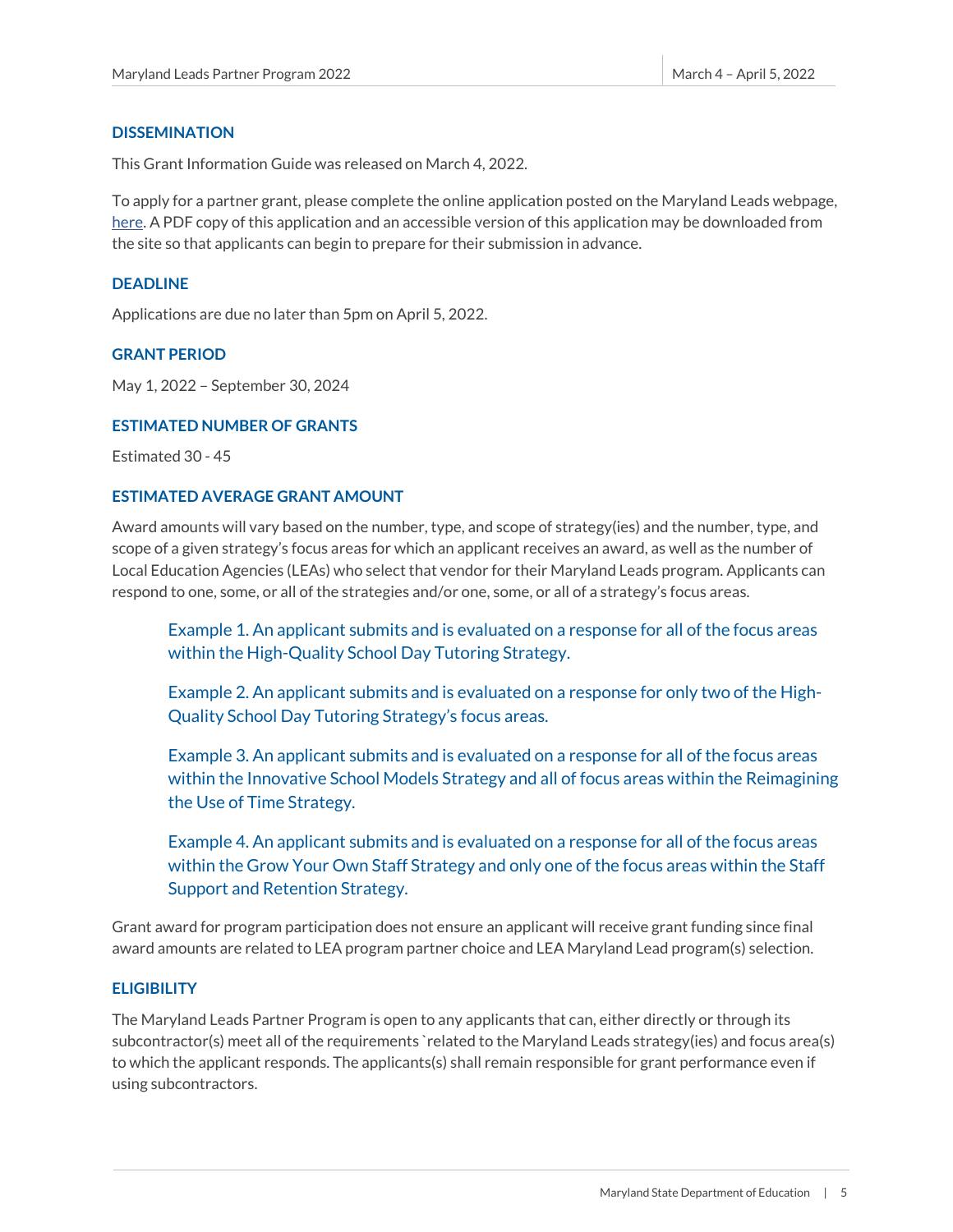### DISSEMINATION

This Grant Information Guide was released on March 4, 2022.

To apply for a partner grant, please complete the online application posted on the Maryland Leads webpage, [here](). A PDF copy of this application and an accessible version of this application may be downloaded from the site so that applicants can begin to prepare for their submission in advance.

### DEADLINE

Applications are due no later than 5pm on April 5, 2022.

### GRANT PERIOD

May 1, 2022 – September 30, 2024

### ESTIMATED NUMBER OF GRANTS

Estimated 30 - 45

### ESTIMATED AVERAGE GRANT AMOUNT

Award amounts will vary based on the number, type, and scope of strategy(ies) and the number, type, and scope of a given strategy's focus areas for which an applicant receives an award, as well as the number of Local Education Agencies (LEAs) who select that vendor for their Maryland Leads program. Applicants can respond to one, some, or all of the strategies and/or one, some, or all of a strategy's focus areas.

> Example 1. An applicant submits and is evaluated on a response for all of the focus areas within the High-Quality School Day Tutoring Strategy.
>
> Example 2. An applicant submits and is evaluated on a response for only two of the High-Quality School Day Tutoring Strategy's focus areas.
>
> Example 3. An applicant submits and is evaluated on a response for all of the focus areas within the Innovative School Models Strategy and all of focus areas within the Reimagining the Use of Time Strategy.
>
> Example 4. An applicant submits and is evaluated on a response for all of the focus areas within the Grow Your Own Staff Strategy and only one of the focus areas within the Staff Support and Retention Strategy.

Grant award for program participation does not ensure an applicant will receive grant funding since final award amounts are related to LEA program partner choice and LEA Maryland Lead program(s) selection.

### ELIGIBILITY

The Maryland Leads Partner Program is open to any applicants that can, either directly or through its subcontractor(s) meet all of the requirements `related to the Maryland Leads strategy(ies) and focus area(s) to which the applicant responds. The applicants(s) shall remain responsible for grant performance even if using subcontractors.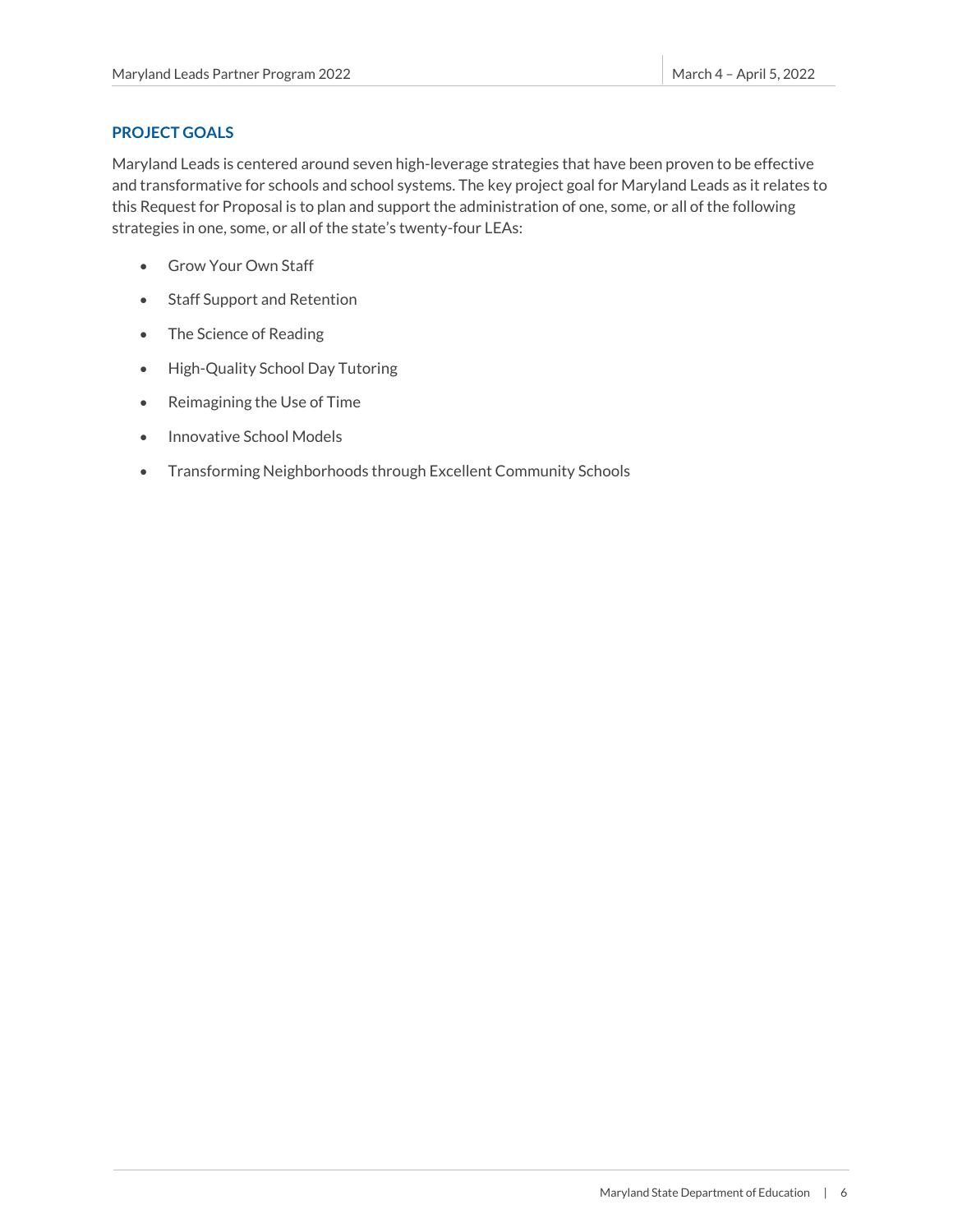## PROJECT GOALS

Maryland Leads is centered around seven high-leverage strategies that have been proven to be effective and transformative for schools and school systems. The key project goal for Maryland Leads as it relates to this Request for Proposal is to plan and support the administration of one, some, or all of the following strategies in one, some, or all of the state's twenty-four LEAs:

- Grow Your Own Staff
- Staff Support and Retention
- The Science of Reading
- High-Quality School Day Tutoring
- Reimagining the Use of Time
- Innovative School Models
- Transforming Neighborhoods through Excellent Community Schools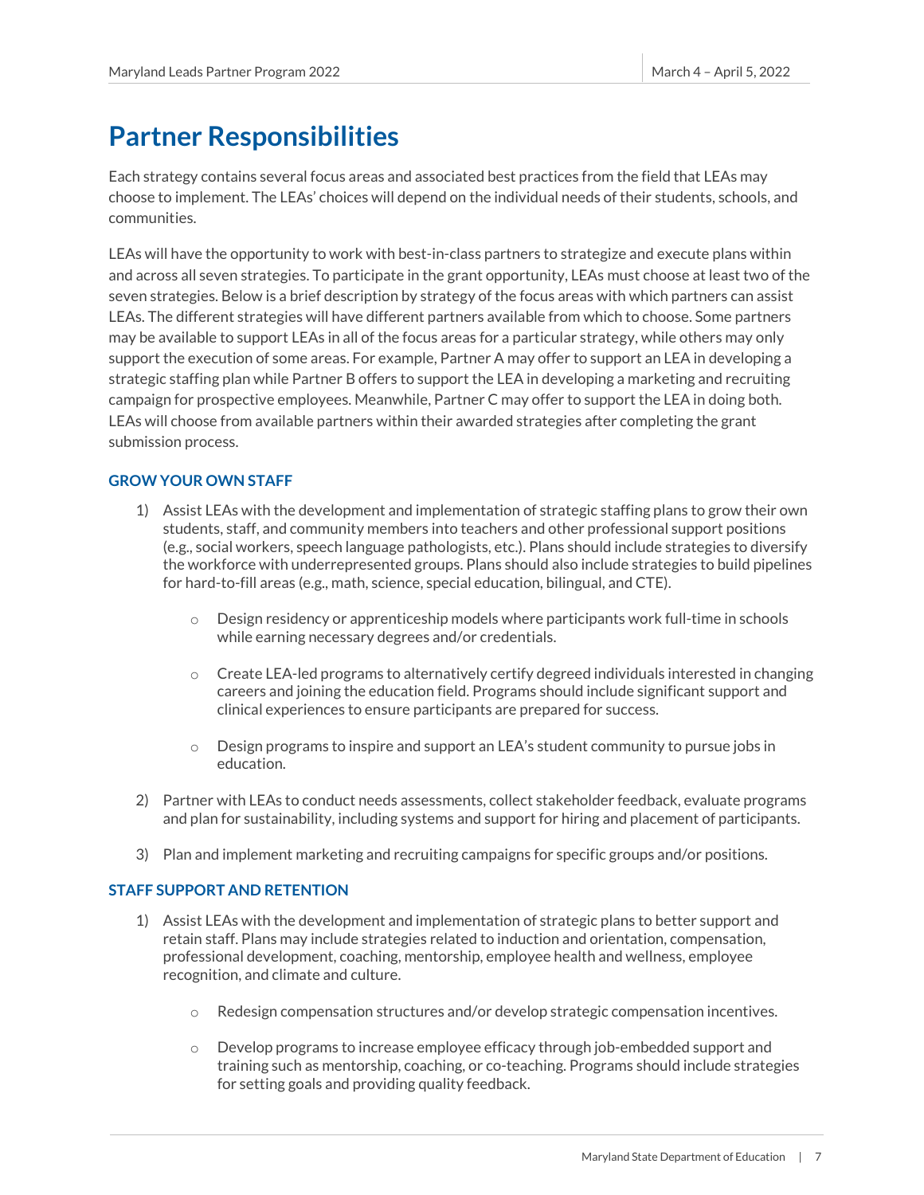# Partner Responsibilities

Each strategy contains several focus areas and associated best practices from the field that LEAs may choose to implement. The LEAs' choices will depend on the individual needs of their students, schools, and communities.

LEAs will have the opportunity to work with best-in-class partners to strategize and execute plans within and across all seven strategies. To participate in the grant opportunity, LEAs must choose at least two of the seven strategies. Below is a brief description by strategy of the focus areas with which partners can assist LEAs. The different strategies will have different partners available from which to choose. Some partners may be available to support LEAs in all of the focus areas for a particular strategy, while others may only support the execution of some areas. For example, Partner A may offer to support an LEA in developing a strategic staffing plan while Partner B offers to support the LEA in developing a marketing and recruiting campaign for prospective employees. Meanwhile, Partner C may offer to support the LEA in doing both. LEAs will choose from available partners within their awarded strategies after completing the grant submission process.

### GROW YOUR OWN STAFF

1) Assist LEAs with the development and implementation of strategic staffing plans to grow their own students, staff, and community members into teachers and other professional support positions (e.g., social workers, speech language pathologists, etc.). Plans should include strategies to diversify the workforce with underrepresented groups. Plans should also include strategies to build pipelines for hard-to-fill areas (e.g., math, science, special education, bilingual, and CTE).
   - Design residency or apprenticeship models where participants work full-time in schools while earning necessary degrees and/or credentials.
   - Create LEA-led programs to alternatively certify degreed individuals interested in changing careers and joining the education field. Programs should include significant support and clinical experiences to ensure participants are prepared for success.
   - Design programs to inspire and support an LEA's student community to pursue jobs in education.
2) Partner with LEAs to conduct needs assessments, collect stakeholder feedback, evaluate programs and plan for sustainability, including systems and support for hiring and placement of participants.
3) Plan and implement marketing and recruiting campaigns for specific groups and/or positions.

### STAFF SUPPORT AND RETENTION

1) Assist LEAs with the development and implementation of strategic plans to better support and retain staff. Plans may include strategies related to induction and orientation, compensation, professional development, coaching, mentorship, employee health and wellness, employee recognition, and climate and culture.
   - Redesign compensation structures and/or develop strategic compensation incentives.
   - Develop programs to increase employee efficacy through job-embedded support and training such as mentorship, coaching, or co-teaching. Programs should include strategies for setting goals and providing quality feedback.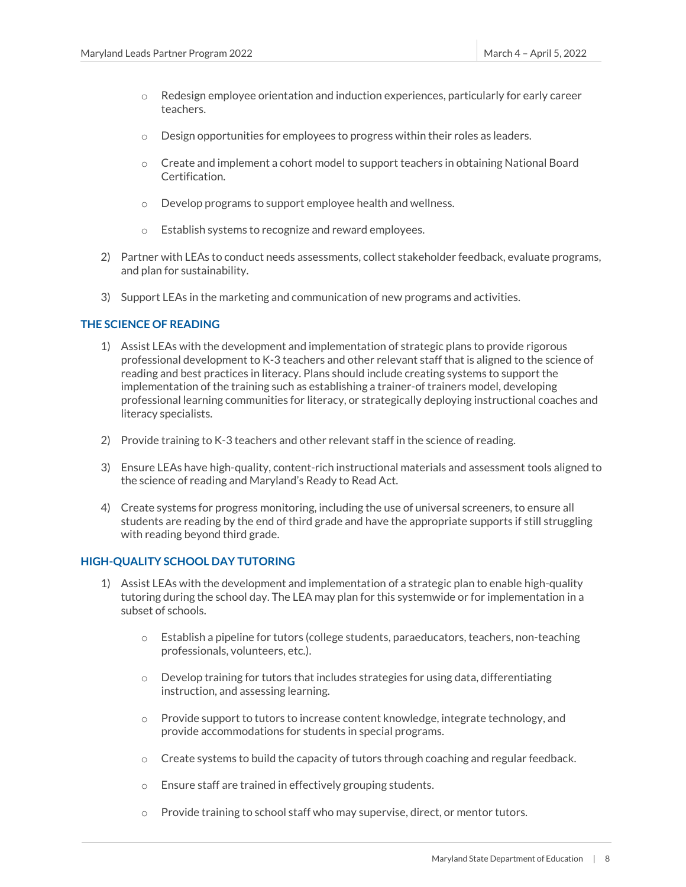- Redesign employee orientation and induction experiences, particularly for early career teachers.
- Design opportunities for employees to progress within their roles as leaders.
- Create and implement a cohort model to support teachers in obtaining National Board Certification.
- Develop programs to support employee health and wellness.
- Establish systems to recognize and reward employees.

2) Partner with LEAs to conduct needs assessments, collect stakeholder feedback, evaluate programs, and plan for sustainability.

3) Support LEAs in the marketing and communication of new programs and activities.

### THE SCIENCE OF READING

1) Assist LEAs with the development and implementation of strategic plans to provide rigorous professional development to K-3 teachers and other relevant staff that is aligned to the science of reading and best practices in literacy. Plans should include creating systems to support the implementation of the training such as establishing a trainer-of trainers model, developing professional learning communities for literacy, or strategically deploying instructional coaches and literacy specialists.

2) Provide training to K-3 teachers and other relevant staff in the science of reading.

3) Ensure LEAs have high-quality, content-rich instructional materials and assessment tools aligned to the science of reading and Maryland's Ready to Read Act.

4) Create systems for progress monitoring, including the use of universal screeners, to ensure all students are reading by the end of third grade and have the appropriate supports if still struggling with reading beyond third grade.

### HIGH-QUALITY SCHOOL DAY TUTORING

1) Assist LEAs with the development and implementation of a strategic plan to enable high-quality tutoring during the school day. The LEA may plan for this systemwide or for implementation in a subset of schools.

   - Establish a pipeline for tutors (college students, paraeducators, teachers, non-teaching professionals, volunteers, etc.).
   - Develop training for tutors that includes strategies for using data, differentiating instruction, and assessing learning.
   - Provide support to tutors to increase content knowledge, integrate technology, and provide accommodations for students in special programs.
   - Create systems to build the capacity of tutors through coaching and regular feedback.
   - Ensure staff are trained in effectively grouping students.
   - Provide training to school staff who may supervise, direct, or mentor tutors.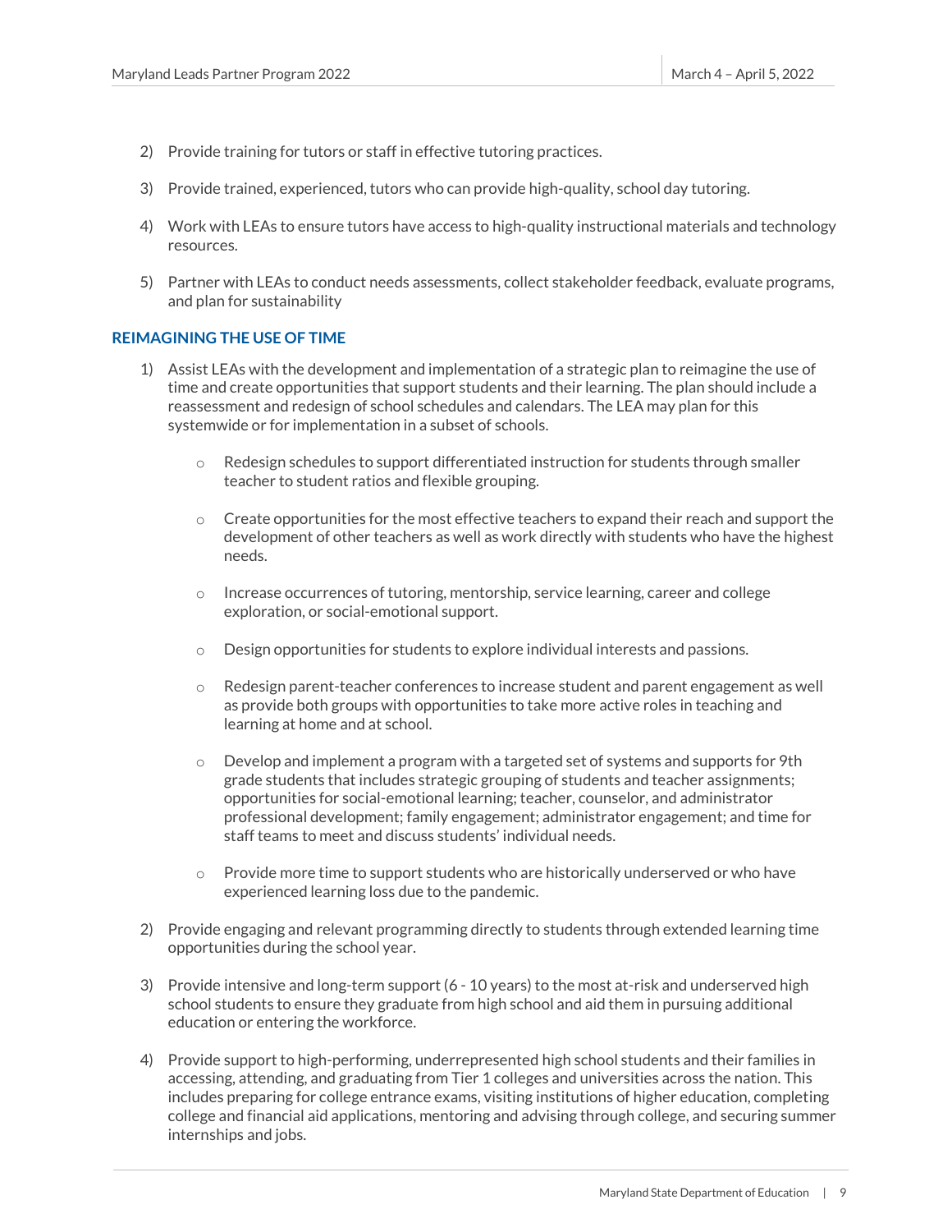2) Provide training for tutors or staff in effective tutoring practices.

3) Provide trained, experienced, tutors who can provide high-quality, school day tutoring.

4) Work with LEAs to ensure tutors have access to high-quality instructional materials and technology resources.

5) Partner with LEAs to conduct needs assessments, collect stakeholder feedback, evaluate programs, and plan for sustainability

### REIMAGINING THE USE OF TIME

1) Assist LEAs with the development and implementation of a strategic plan to reimagine the use of time and create opportunities that support students and their learning. The plan should include a reassessment and redesign of school schedules and calendars. The LEA may plan for this systemwide or for implementation in a subset of schools.

    - Redesign schedules to support differentiated instruction for students through smaller teacher to student ratios and flexible grouping.
    - Create opportunities for the most effective teachers to expand their reach and support the development of other teachers as well as work directly with students who have the highest needs.
    - Increase occurrences of tutoring, mentorship, service learning, career and college exploration, or social-emotional support.
    - Design opportunities for students to explore individual interests and passions.
    - Redesign parent-teacher conferences to increase student and parent engagement as well as provide both groups with opportunities to take more active roles in teaching and learning at home and at school.
    - Develop and implement a program with a targeted set of systems and supports for 9th grade students that includes strategic grouping of students and teacher assignments; opportunities for social-emotional learning; teacher, counselor, and administrator professional development; family engagement; administrator engagement; and time for staff teams to meet and discuss students' individual needs.
    - Provide more time to support students who are historically underserved or who have experienced learning loss due to the pandemic.

2) Provide engaging and relevant programming directly to students through extended learning time opportunities during the school year.

3) Provide intensive and long-term support (6 - 10 years) to the most at-risk and underserved high school students to ensure they graduate from high school and aid them in pursuing additional education or entering the workforce.

4) Provide support to high-performing, underrepresented high school students and their families in accessing, attending, and graduating from Tier 1 colleges and universities across the nation. This includes preparing for college entrance exams, visiting institutions of higher education, completing college and financial aid applications, mentoring and advising through college, and securing summer internships and jobs.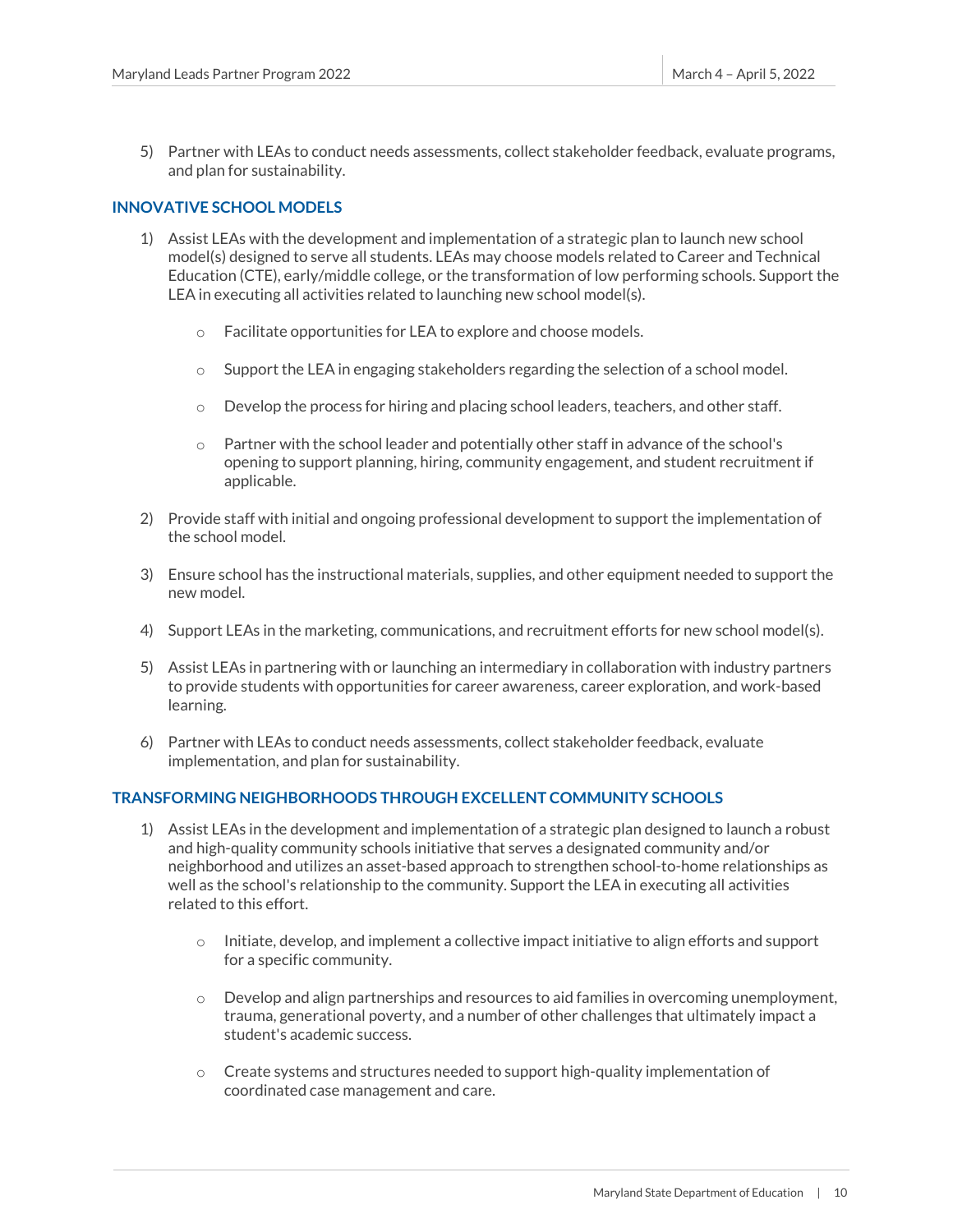5) Partner with LEAs to conduct needs assessments, collect stakeholder feedback, evaluate programs, and plan for sustainability.

### INNOVATIVE SCHOOL MODELS

1) Assist LEAs with the development and implementation of a strategic plan to launch new school model(s) designed to serve all students. LEAs may choose models related to Career and Technical Education (CTE), early/middle college, or the transformation of low performing schools. Support the LEA in executing all activities related to launching new school model(s).
    - Facilitate opportunities for LEA to explore and choose models.
    - Support the LEA in engaging stakeholders regarding the selection of a school model.
    - Develop the process for hiring and placing school leaders, teachers, and other staff.
    - Partner with the school leader and potentially other staff in advance of the school's opening to support planning, hiring, community engagement, and student recruitment if applicable.
2) Provide staff with initial and ongoing professional development to support the implementation of the school model.
3) Ensure school has the instructional materials, supplies, and other equipment needed to support the new model.
4) Support LEAs in the marketing, communications, and recruitment efforts for new school model(s).
5) Assist LEAs in partnering with or launching an intermediary in collaboration with industry partners to provide students with opportunities for career awareness, career exploration, and work-based learning.
6) Partner with LEAs to conduct needs assessments, collect stakeholder feedback, evaluate implementation, and plan for sustainability.

### TRANSFORMING NEIGHBORHOODS THROUGH EXCELLENT COMMUNITY SCHOOLS

1) Assist LEAs in the development and implementation of a strategic plan designed to launch a robust and high-quality community schools initiative that serves a designated community and/or neighborhood and utilizes an asset-based approach to strengthen school-to-home relationships as well as the school's relationship to the community. Support the LEA in executing all activities related to this effort.
    - Initiate, develop, and implement a collective impact initiative to align efforts and support for a specific community.
    - Develop and align partnerships and resources to aid families in overcoming unemployment, trauma, generational poverty, and a number of other challenges that ultimately impact a student's academic success.
    - Create systems and structures needed to support high-quality implementation of coordinated case management and care.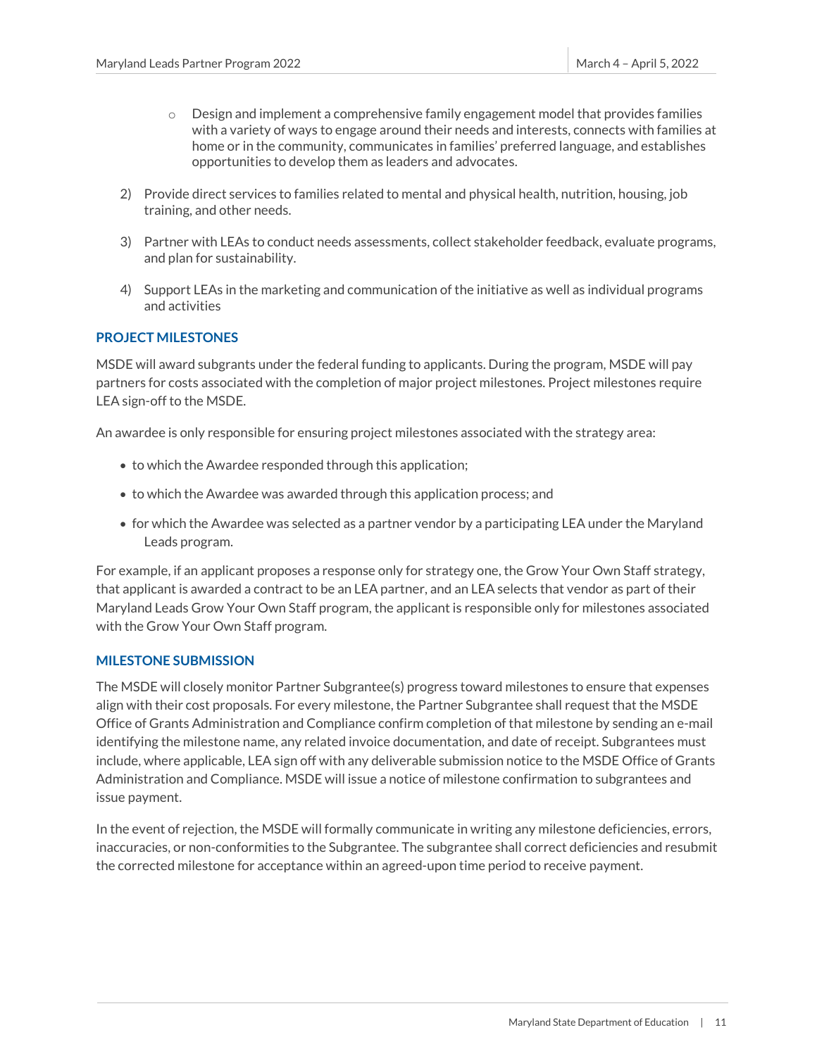- Design and implement a comprehensive family engagement model that provides families with a variety of ways to engage around their needs and interests, connects with families at home or in the community, communicates in families' preferred language, and establishes opportunities to develop them as leaders and advocates.

2) Provide direct services to families related to mental and physical health, nutrition, housing, job training, and other needs.

3) Partner with LEAs to conduct needs assessments, collect stakeholder feedback, evaluate programs, and plan for sustainability.

4) Support LEAs in the marketing and communication of the initiative as well as individual programs and activities

### PROJECT MILESTONES

MSDE will award subgrants under the federal funding to applicants. During the program, MSDE will pay partners for costs associated with the completion of major project milestones. Project milestones require LEA sign-off to the MSDE.

An awardee is only responsible for ensuring project milestones associated with the strategy area:

- to which the Awardee responded through this application;
- to which the Awardee was awarded through this application process; and
- for which the Awardee was selected as a partner vendor by a participating LEA under the Maryland Leads program.

For example, if an applicant proposes a response only for strategy one, the Grow Your Own Staff strategy, that applicant is awarded a contract to be an LEA partner, and an LEA selects that vendor as part of their Maryland Leads Grow Your Own Staff program, the applicant is responsible only for milestones associated with the Grow Your Own Staff program.

### MILESTONE SUBMISSION

The MSDE will closely monitor Partner Subgrantee(s) progress toward milestones to ensure that expenses align with their cost proposals. For every milestone, the Partner Subgrantee shall request that the MSDE Office of Grants Administration and Compliance confirm completion of that milestone by sending an e-mail identifying the milestone name, any related invoice documentation, and date of receipt. Subgrantees must include, where applicable, LEA sign off with any deliverable submission notice to the MSDE Office of Grants Administration and Compliance. MSDE will issue a notice of milestone confirmation to subgrantees and issue payment.

In the event of rejection, the MSDE will formally communicate in writing any milestone deficiencies, errors, inaccuracies, or non-conformities to the Subgrantee. The subgrantee shall correct deficiencies and resubmit the corrected milestone for acceptance within an agreed-upon time period to receive payment.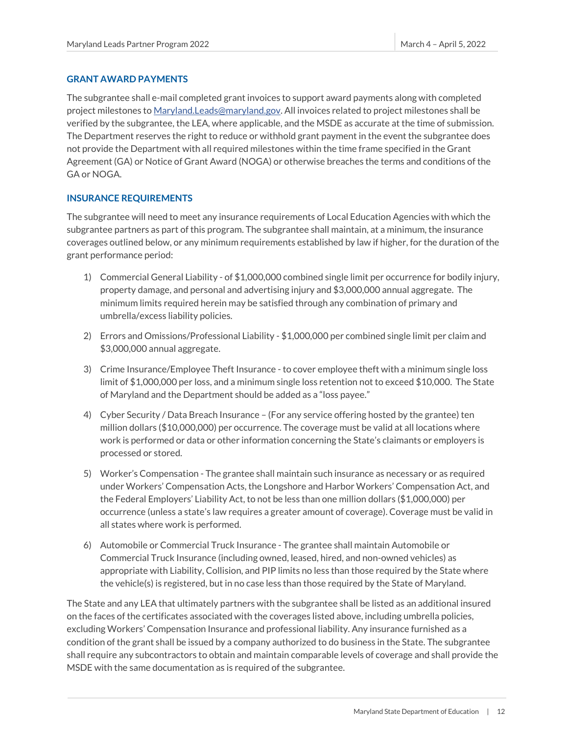### GRANT AWARD PAYMENTS

The subgrantee shall e-mail completed grant invoices to support award payments along with completed project milestones to Maryland.Leads@maryland.gov. All invoices related to project milestones shall be verified by the subgrantee, the LEA, where applicable, and the MSDE as accurate at the time of submission. The Department reserves the right to reduce or withhold grant payment in the event the subgrantee does not provide the Department with all required milestones within the time frame specified in the Grant Agreement (GA) or Notice of Grant Award (NOGA) or otherwise breaches the terms and conditions of the GA or NOGA.

### INSURANCE REQUIREMENTS

The subgrantee will need to meet any insurance requirements of Local Education Agencies with which the subgrantee partners as part of this program. The subgrantee shall maintain, at a minimum, the insurance coverages outlined below, or any minimum requirements established by law if higher, for the duration of the grant performance period:

1) Commercial General Liability - of $1,000,000 combined single limit per occurrence for bodily injury, property damage, and personal and advertising injury and $3,000,000 annual aggregate. The minimum limits required herein may be satisfied through any combination of primary and umbrella/excess liability policies.

2) Errors and Omissions/Professional Liability - $1,000,000 per combined single limit per claim and $3,000,000 annual aggregate.

3) Crime Insurance/Employee Theft Insurance - to cover employee theft with a minimum single loss limit of $1,000,000 per loss, and a minimum single loss retention not to exceed $10,000. The State of Maryland and the Department should be added as a "loss payee."

4) Cyber Security / Data Breach Insurance – (For any service offering hosted by the grantee) ten million dollars ($10,000,000) per occurrence. The coverage must be valid at all locations where work is performed or data or other information concerning the State's claimants or employers is processed or stored.

5) Worker's Compensation - The grantee shall maintain such insurance as necessary or as required under Workers' Compensation Acts, the Longshore and Harbor Workers' Compensation Act, and the Federal Employers' Liability Act, to not be less than one million dollars ($1,000,000) per occurrence (unless a state's law requires a greater amount of coverage). Coverage must be valid in all states where work is performed.

6) Automobile or Commercial Truck Insurance - The grantee shall maintain Automobile or Commercial Truck Insurance (including owned, leased, hired, and non-owned vehicles) as appropriate with Liability, Collision, and PIP limits no less than those required by the State where the vehicle(s) is registered, but in no case less than those required by the State of Maryland.

The State and any LEA that ultimately partners with the subgrantee shall be listed as an additional insured on the faces of the certificates associated with the coverages listed above, including umbrella policies, excluding Workers' Compensation Insurance and professional liability. Any insurance furnished as a condition of the grant shall be issued by a company authorized to do business in the State. The subgrantee shall require any subcontractors to obtain and maintain comparable levels of coverage and shall provide the MSDE with the same documentation as is required of the subgrantee.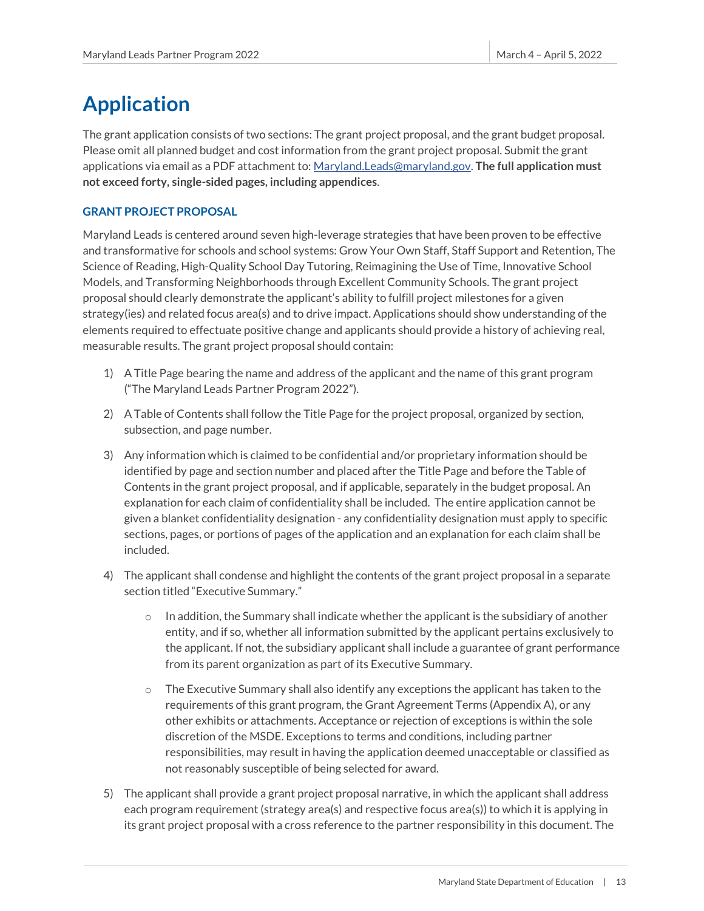# Application

The grant application consists of two sections: The grant project proposal, and the grant budget proposal. Please omit all planned budget and cost information from the grant project proposal. Submit the grant applications via email as a PDF attachment to: Maryland.Leads@maryland.gov. **The full application must not exceed forty, single-sided pages, including appendices**.

### GRANT PROJECT PROPOSAL

Maryland Leads is centered around seven high-leverage strategies that have been proven to be effective and transformative for schools and school systems: Grow Your Own Staff, Staff Support and Retention, The Science of Reading, High-Quality School Day Tutoring, Reimagining the Use of Time, Innovative School Models, and Transforming Neighborhoods through Excellent Community Schools. The grant project proposal should clearly demonstrate the applicant's ability to fulfill project milestones for a given strategy(ies) and related focus area(s) and to drive impact. Applications should show understanding of the elements required to effectuate positive change and applicants should provide a history of achieving real, measurable results. The grant project proposal should contain:

1) A Title Page bearing the name and address of the applicant and the name of this grant program ("The Maryland Leads Partner Program 2022").

2) A Table of Contents shall follow the Title Page for the project proposal, organized by section, subsection, and page number.

3) Any information which is claimed to be confidential and/or proprietary information should be identified by page and section number and placed after the Title Page and before the Table of Contents in the grant project proposal, and if applicable, separately in the budget proposal. An explanation for each claim of confidentiality shall be included. The entire application cannot be given a blanket confidentiality designation - any confidentiality designation must apply to specific sections, pages, or portions of pages of the application and an explanation for each claim shall be included.

4) The applicant shall condense and highlight the contents of the grant project proposal in a separate section titled "Executive Summary."

   - In addition, the Summary shall indicate whether the applicant is the subsidiary of another entity, and if so, whether all information submitted by the applicant pertains exclusively to the applicant. If not, the subsidiary applicant shall include a guarantee of grant performance from its parent organization as part of its Executive Summary.

   - The Executive Summary shall also identify any exceptions the applicant has taken to the requirements of this grant program, the Grant Agreement Terms (Appendix A), or any other exhibits or attachments. Acceptance or rejection of exceptions is within the sole discretion of the MSDE. Exceptions to terms and conditions, including partner responsibilities, may result in having the application deemed unacceptable or classified as not reasonably susceptible of being selected for award.

5) The applicant shall provide a grant project proposal narrative, in which the applicant shall address each program requirement (strategy area(s) and respective focus area(s)) to which it is applying in its grant project proposal with a cross reference to the partner responsibility in this document. The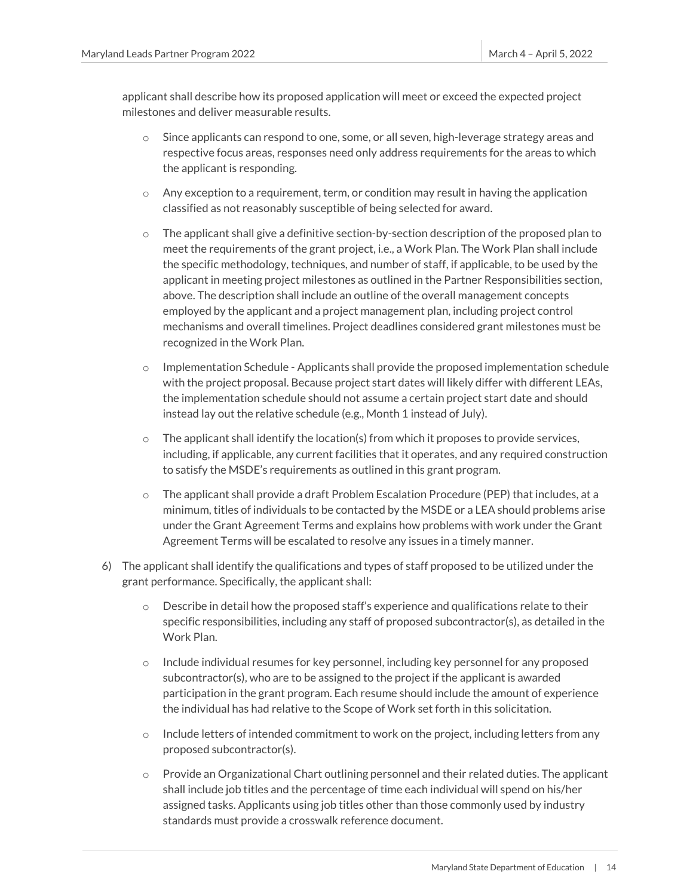applicant shall describe how its proposed application will meet or exceed the expected project milestones and deliver measurable results.

- Since applicants can respond to one, some, or all seven, high-leverage strategy areas and respective focus areas, responses need only address requirements for the areas to which the applicant is responding.
- Any exception to a requirement, term, or condition may result in having the application classified as not reasonably susceptible of being selected for award.
- The applicant shall give a definitive section-by-section description of the proposed plan to meet the requirements of the grant project, i.e., a Work Plan. The Work Plan shall include the specific methodology, techniques, and number of staff, if applicable, to be used by the applicant in meeting project milestones as outlined in the Partner Responsibilities section, above. The description shall include an outline of the overall management concepts employed by the applicant and a project management plan, including project control mechanisms and overall timelines. Project deadlines considered grant milestones must be recognized in the Work Plan.
- Implementation Schedule - Applicants shall provide the proposed implementation schedule with the project proposal. Because project start dates will likely differ with different LEAs, the implementation schedule should not assume a certain project start date and should instead lay out the relative schedule (e.g., Month 1 instead of July).
- The applicant shall identify the location(s) from which it proposes to provide services, including, if applicable, any current facilities that it operates, and any required construction to satisfy the MSDE's requirements as outlined in this grant program.
- The applicant shall provide a draft Problem Escalation Procedure (PEP) that includes, at a minimum, titles of individuals to be contacted by the MSDE or a LEA should problems arise under the Grant Agreement Terms and explains how problems with work under the Grant Agreement Terms will be escalated to resolve any issues in a timely manner.

6) The applicant shall identify the qualifications and types of staff proposed to be utilized under the grant performance. Specifically, the applicant shall:

    - Describe in detail how the proposed staff's experience and qualifications relate to their specific responsibilities, including any staff of proposed subcontractor(s), as detailed in the Work Plan.
    - Include individual resumes for key personnel, including key personnel for any proposed subcontractor(s), who are to be assigned to the project if the applicant is awarded participation in the grant program. Each resume should include the amount of experience the individual has had relative to the Scope of Work set forth in this solicitation.
    - Include letters of intended commitment to work on the project, including letters from any proposed subcontractor(s).
    - Provide an Organizational Chart outlining personnel and their related duties. The applicant shall include job titles and the percentage of time each individual will spend on his/her assigned tasks. Applicants using job titles other than those commonly used by industry standards must provide a crosswalk reference document.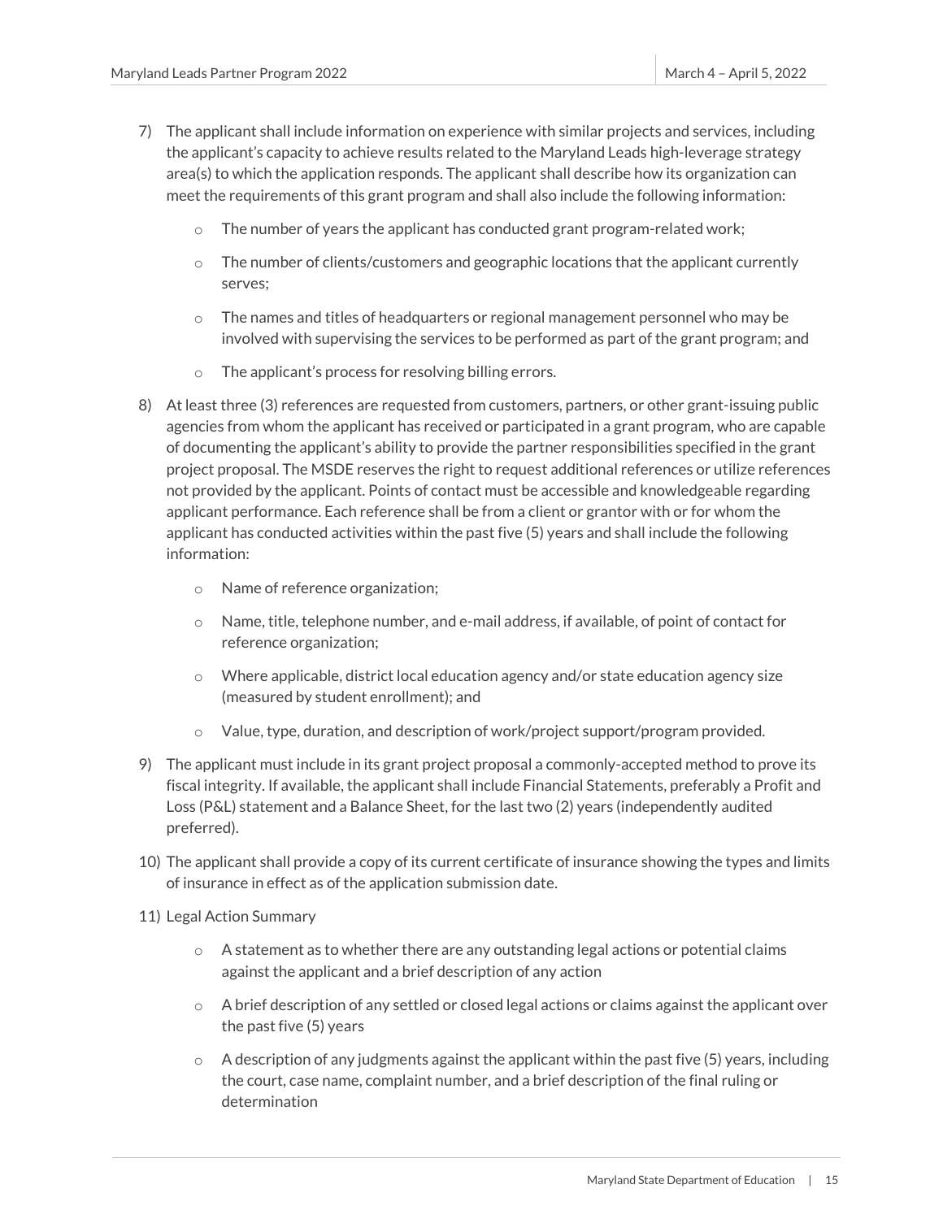7) The applicant shall include information on experience with similar projects and services, including the applicant's capacity to achieve results related to the Maryland Leads high-leverage strategy area(s) to which the application responds. The applicant shall describe how its organization can meet the requirements of this grant program and shall also include the following information:

   - The number of years the applicant has conducted grant program-related work;
   - The number of clients/customers and geographic locations that the applicant currently serves;
   - The names and titles of headquarters or regional management personnel who may be involved with supervising the services to be performed as part of the grant program; and
   - The applicant's process for resolving billing errors.

8) At least three (3) references are requested from customers, partners, or other grant-issuing public agencies from whom the applicant has received or participated in a grant program, who are capable of documenting the applicant's ability to provide the partner responsibilities specified in the grant project proposal. The MSDE reserves the right to request additional references or utilize references not provided by the applicant. Points of contact must be accessible and knowledgeable regarding applicant performance. Each reference shall be from a client or grantor with or for whom the applicant has conducted activities within the past five (5) years and shall include the following information:

   - Name of reference organization;
   - Name, title, telephone number, and e-mail address, if available, of point of contact for reference organization;
   - Where applicable, district local education agency and/or state education agency size (measured by student enrollment); and
   - Value, type, duration, and description of work/project support/program provided.

9) The applicant must include in its grant project proposal a commonly-accepted method to prove its fiscal integrity. If available, the applicant shall include Financial Statements, preferably a Profit and Loss (P&L) statement and a Balance Sheet, for the last two (2) years (independently audited preferred).

10) The applicant shall provide a copy of its current certificate of insurance showing the types and limits of insurance in effect as of the application submission date.

11) Legal Action Summary

    - A statement as to whether there are any outstanding legal actions or potential claims against the applicant and a brief description of any action
    - A brief description of any settled or closed legal actions or claims against the applicant over the past five (5) years
    - A description of any judgments against the applicant within the past five (5) years, including the court, case name, complaint number, and a brief description of the final ruling or determination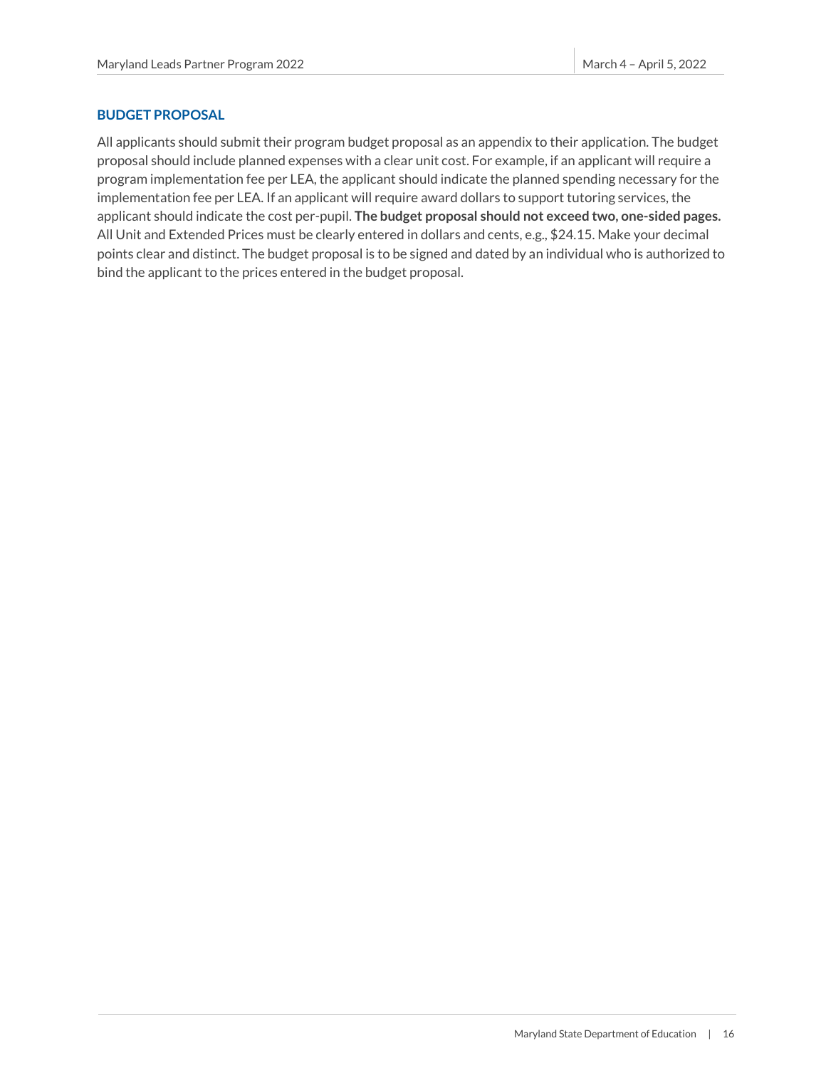## BUDGET PROPOSAL

All applicants should submit their program budget proposal as an appendix to their application. The budget proposal should include planned expenses with a clear unit cost. For example, if an applicant will require a program implementation fee per LEA, the applicant should indicate the planned spending necessary for the implementation fee per LEA. If an applicant will require award dollars to support tutoring services, the applicant should indicate the cost per-pupil. **The budget proposal should not exceed two, one-sided pages.** All Unit and Extended Prices must be clearly entered in dollars and cents, e.g., $24.15. Make your decimal points clear and distinct. The budget proposal is to be signed and dated by an individual who is authorized to bind the applicant to the prices entered in the budget proposal.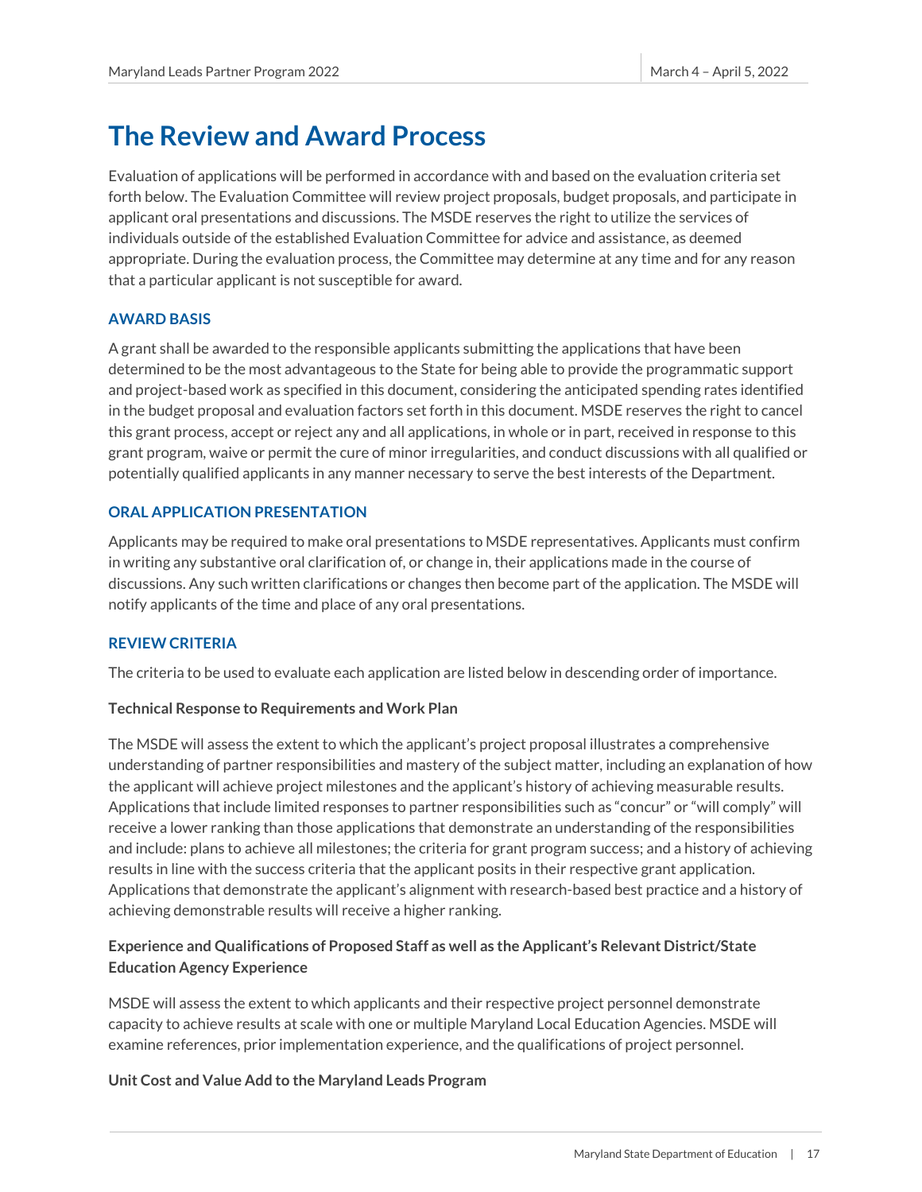# The Review and Award Process

Evaluation of applications will be performed in accordance with and based on the evaluation criteria set forth below. The Evaluation Committee will review project proposals, budget proposals, and participate in applicant oral presentations and discussions. The MSDE reserves the right to utilize the services of individuals outside of the established Evaluation Committee for advice and assistance, as deemed appropriate. During the evaluation process, the Committee may determine at any time and for any reason that a particular applicant is not susceptible for award.

### AWARD BASIS

A grant shall be awarded to the responsible applicants submitting the applications that have been determined to be the most advantageous to the State for being able to provide the programmatic support and project-based work as specified in this document, considering the anticipated spending rates identified in the budget proposal and evaluation factors set forth in this document. MSDE reserves the right to cancel this grant process, accept or reject any and all applications, in whole or in part, received in response to this grant program, waive or permit the cure of minor irregularities, and conduct discussions with all qualified or potentially qualified applicants in any manner necessary to serve the best interests of the Department.

### ORAL APPLICATION PRESENTATION

Applicants may be required to make oral presentations to MSDE representatives. Applicants must confirm in writing any substantive oral clarification of, or change in, their applications made in the course of discussions. Any such written clarifications or changes then become part of the application. The MSDE will notify applicants of the time and place of any oral presentations.

### REVIEW CRITERIA

The criteria to be used to evaluate each application are listed below in descending order of importance.

**Technical Response to Requirements and Work Plan**

The MSDE will assess the extent to which the applicant's project proposal illustrates a comprehensive understanding of partner responsibilities and mastery of the subject matter, including an explanation of how the applicant will achieve project milestones and the applicant's history of achieving measurable results. Applications that include limited responses to partner responsibilities such as "concur" or "will comply" will receive a lower ranking than those applications that demonstrate an understanding of the responsibilities and include: plans to achieve all milestones; the criteria for grant program success; and a history of achieving results in line with the success criteria that the applicant posits in their respective grant application. Applications that demonstrate the applicant's alignment with research-based best practice and a history of achieving demonstrable results will receive a higher ranking.

**Experience and Qualifications of Proposed Staff as well as the Applicant's Relevant District/State Education Agency Experience**

MSDE will assess the extent to which applicants and their respective project personnel demonstrate capacity to achieve results at scale with one or multiple Maryland Local Education Agencies. MSDE will examine references, prior implementation experience, and the qualifications of project personnel.

**Unit Cost and Value Add to the Maryland Leads Program**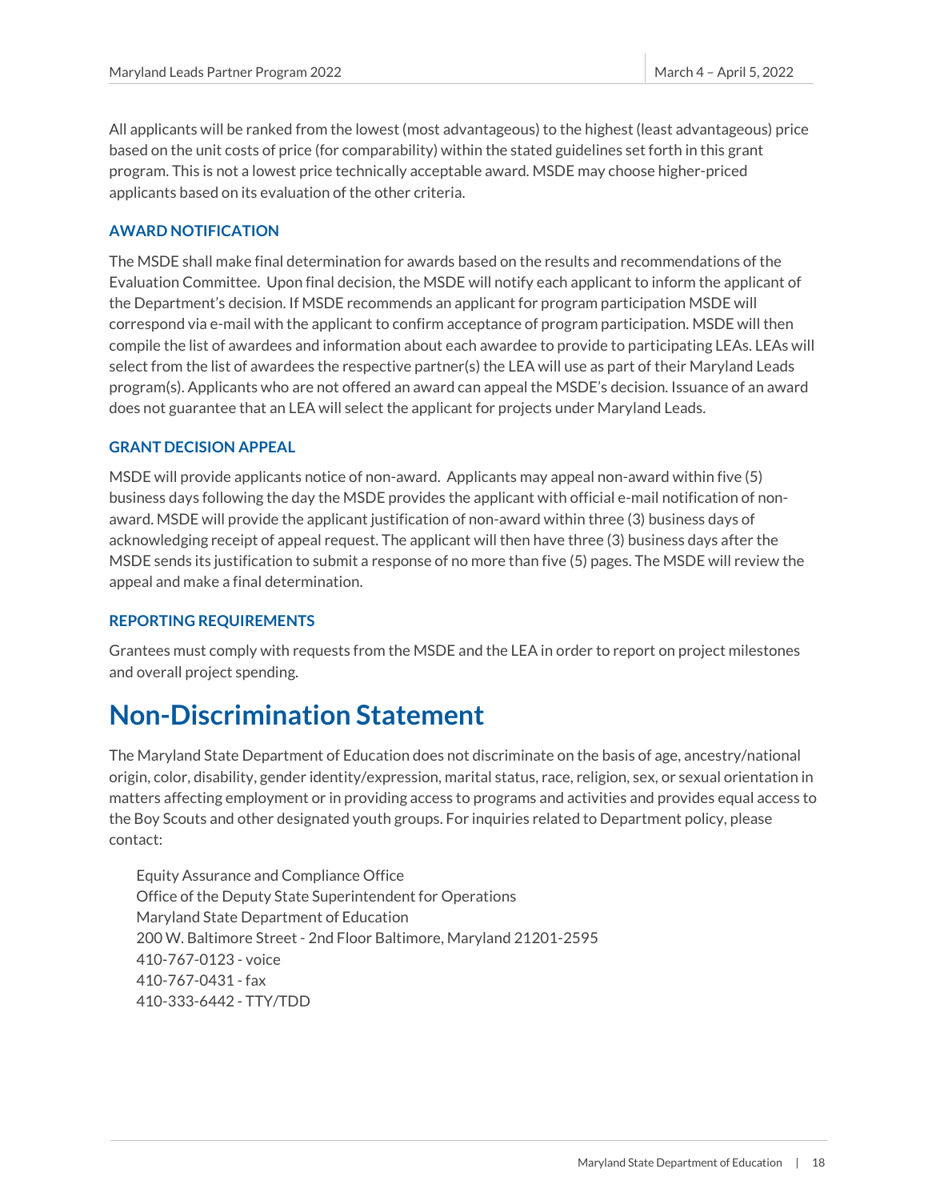All applicants will be ranked from the lowest (most advantageous) to the highest (least advantageous) price based on the unit costs of price (for comparability) within the stated guidelines set forth in this grant program. This is not a lowest price technically acceptable award. MSDE may choose higher-priced applicants based on its evaluation of the other criteria.

### AWARD NOTIFICATION

The MSDE shall make final determination for awards based on the results and recommendations of the Evaluation Committee. Upon final decision, the MSDE will notify each applicant to inform the applicant of the Department's decision. If MSDE recommends an applicant for program participation MSDE will correspond via e-mail with the applicant to confirm acceptance of program participation. MSDE will then compile the list of awardees and information about each awardee to provide to participating LEAs. LEAs will select from the list of awardees the respective partner(s) the LEA will use as part of their Maryland Leads program(s). Applicants who are not offered an award can appeal the MSDE's decision. Issuance of an award does not guarantee that an LEA will select the applicant for projects under Maryland Leads.

### GRANT DECISION APPEAL

MSDE will provide applicants notice of non-award. Applicants may appeal non-award within five (5) business days following the day the MSDE provides the applicant with official e-mail notification of non-award. MSDE will provide the applicant justification of non-award within three (3) business days of acknowledging receipt of appeal request. The applicant will then have three (3) business days after the MSDE sends its justification to submit a response of no more than five (5) pages. The MSDE will review the appeal and make a final determination.

### REPORTING REQUIREMENTS

Grantees must comply with requests from the MSDE and the LEA in order to report on project milestones and overall project spending.

# Non-Discrimination Statement

The Maryland State Department of Education does not discriminate on the basis of age, ancestry/national origin, color, disability, gender identity/expression, marital status, race, religion, sex, or sexual orientation in matters affecting employment or in providing access to programs and activities and provides equal access to the Boy Scouts and other designated youth groups. For inquiries related to Department policy, please contact:

Equity Assurance and Compliance Office
Office of the Deputy State Superintendent for Operations
Maryland State Department of Education
200 W. Baltimore Street - 2nd Floor Baltimore, Maryland 21201-2595
410-767-0123 - voice
410-767-0431 - fax
410-333-6442 - TTY/TDD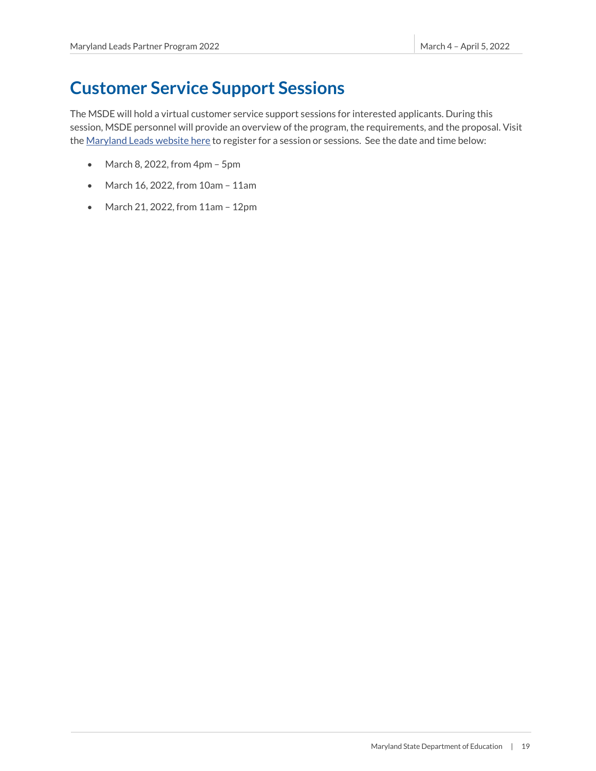# Customer Service Support Sessions

The MSDE will hold a virtual customer service support sessions for interested applicants. During this session, MSDE personnel will provide an overview of the program, the requirements, and the proposal. Visit the Maryland Leads website here to register for a session or sessions. See the date and time below:

- March 8, 2022, from 4pm – 5pm
- March 16, 2022, from 10am – 11am
- March 21, 2022, from 11am – 12pm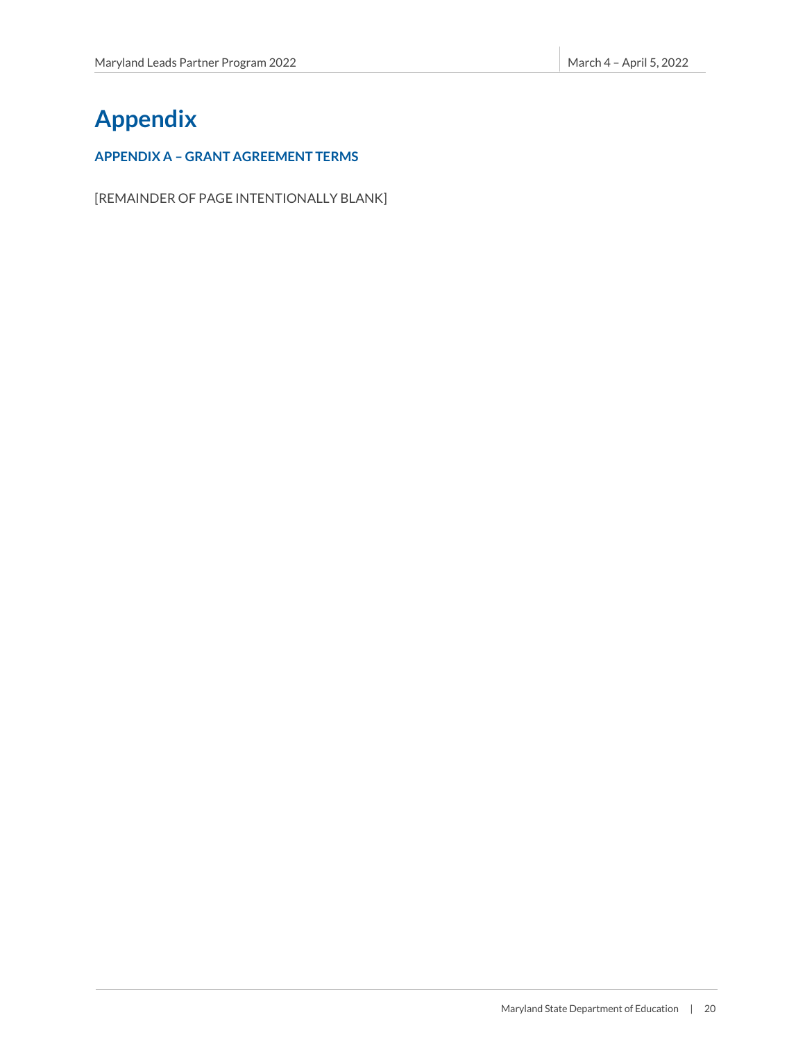# Appendix

### APPENDIX A – GRANT AGREEMENT TERMS

[REMAINDER OF PAGE INTENTIONALLY BLANK]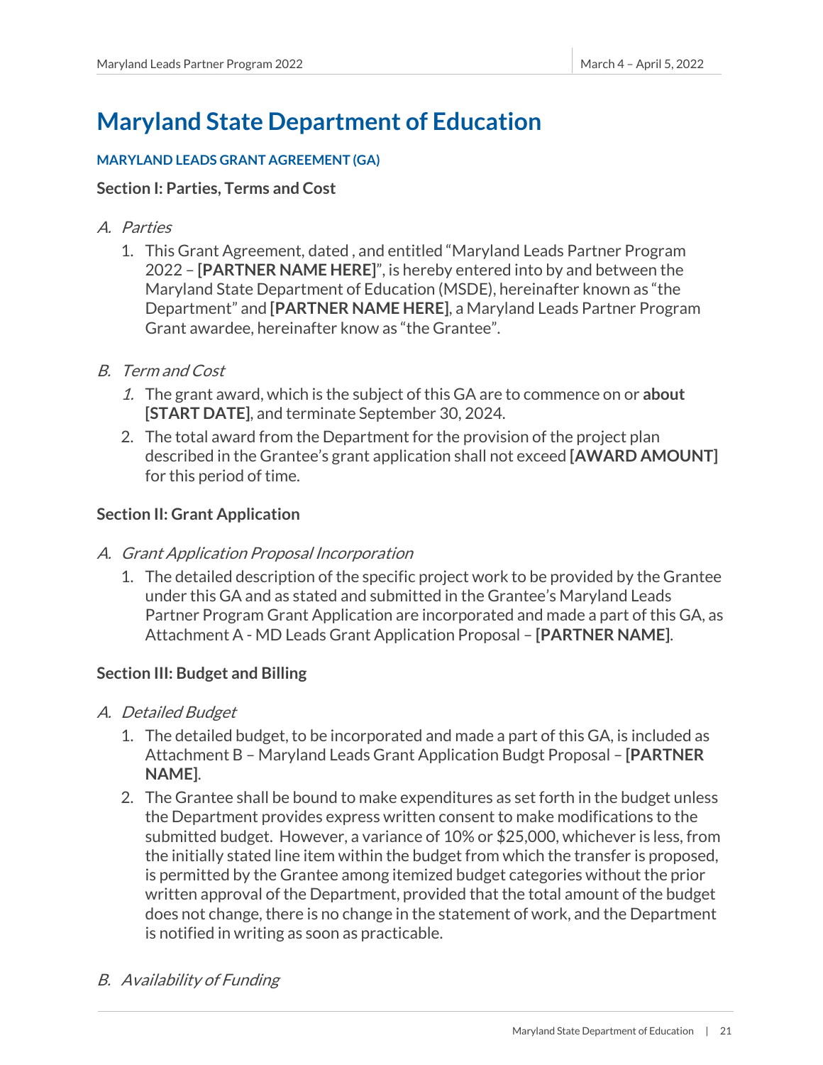# Maryland State Department of Education

### MARYLAND LEADS GRANT AGREEMENT (GA)

### Section I: Parties, Terms and Cost

*A. Parties*

1. This Grant Agreement, dated , and entitled "Maryland Leads Partner Program 2022 – **[PARTNER NAME HERE]**", is hereby entered into by and between the Maryland State Department of Education (MSDE), hereinafter known as "the Department" and **[PARTNER NAME HERE]**, a Maryland Leads Partner Program Grant awardee, hereinafter know as "the Grantee".

*B. Term and Cost*

1. The grant award, which is the subject of this GA are to commence on or **about [START DATE]**, and terminate September 30, 2024.
2. The total award from the Department for the provision of the project plan described in the Grantee's grant application shall not exceed **[AWARD AMOUNT]** for this period of time.

### Section II: Grant Application

*A. Grant Application Proposal Incorporation*

1. The detailed description of the specific project work to be provided by the Grantee under this GA and as stated and submitted in the Grantee's Maryland Leads Partner Program Grant Application are incorporated and made a part of this GA, as Attachment A - MD Leads Grant Application Proposal – **[PARTNER NAME]**.

### Section III: Budget and Billing

*A. Detailed Budget*

1. The detailed budget, to be incorporated and made a part of this GA, is included as Attachment B – Maryland Leads Grant Application Budgt Proposal – **[PARTNER NAME]**.
2. The Grantee shall be bound to make expenditures as set forth in the budget unless the Department provides express written consent to make modifications to the submitted budget. However, a variance of 10% or $25,000, whichever is less, from the initially stated line item within the budget from which the transfer is proposed, is permitted by the Grantee among itemized budget categories without the prior written approval of the Department, provided that the total amount of the budget does not change, there is no change in the statement of work, and the Department is notified in writing as soon as practicable.

*B. Availability of Funding*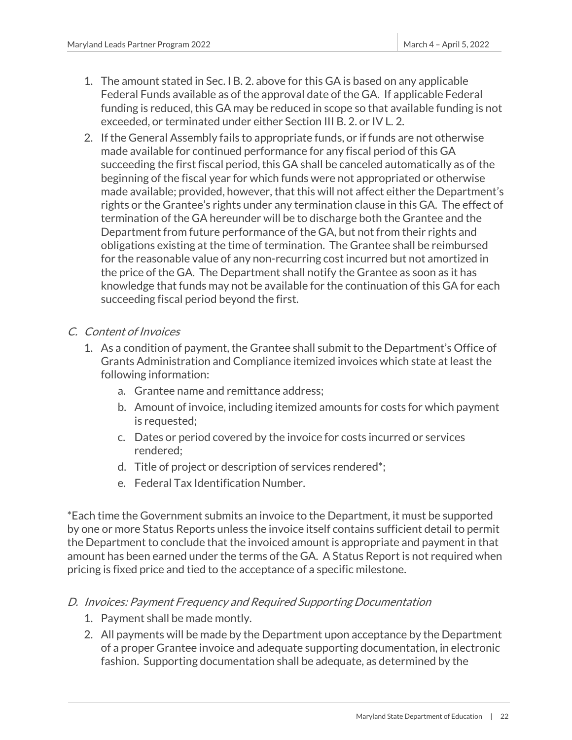1. The amount stated in Sec. I B. 2. above for this GA is based on any applicable Federal Funds available as of the approval date of the GA. If applicable Federal funding is reduced, this GA may be reduced in scope so that available funding is not exceeded, or terminated under either Section III B. 2. or IV L. 2.
2. If the General Assembly fails to appropriate funds, or if funds are not otherwise made available for continued performance for any fiscal period of this GA succeeding the first fiscal period, this GA shall be canceled automatically as of the beginning of the fiscal year for which funds were not appropriated or otherwise made available; provided, however, that this will not affect either the Department's rights or the Grantee's rights under any termination clause in this GA. The effect of termination of the GA hereunder will be to discharge both the Grantee and the Department from future performance of the GA, but not from their rights and obligations existing at the time of termination. The Grantee shall be reimbursed for the reasonable value of any non-recurring cost incurred but not amortized in the price of the GA. The Department shall notify the Grantee as soon as it has knowledge that funds may not be available for the continuation of this GA for each succeeding fiscal period beyond the first.

### C. *Content of Invoices*

1. As a condition of payment, the Grantee shall submit to the Department's Office of Grants Administration and Compliance itemized invoices which state at least the following information:
   a. Grantee name and remittance address;
   b. Amount of invoice, including itemized amounts for costs for which payment is requested;
   c. Dates or period covered by the invoice for costs incurred or services rendered;
   d. Title of project or description of services rendered*;
   e. Federal Tax Identification Number.

*Each time the Government submits an invoice to the Department, it must be supported by one or more Status Reports unless the invoice itself contains sufficient detail to permit the Department to conclude that the invoiced amount is appropriate and payment in that amount has been earned under the terms of the GA. A Status Report is not required when pricing is fixed price and tied to the acceptance of a specific milestone.

### D. *Invoices: Payment Frequency and Required Supporting Documentation*

1. Payment shall be made montly.
2. All payments will be made by the Department upon acceptance by the Department of a proper Grantee invoice and adequate supporting documentation, in electronic fashion. Supporting documentation shall be adequate, as determined by the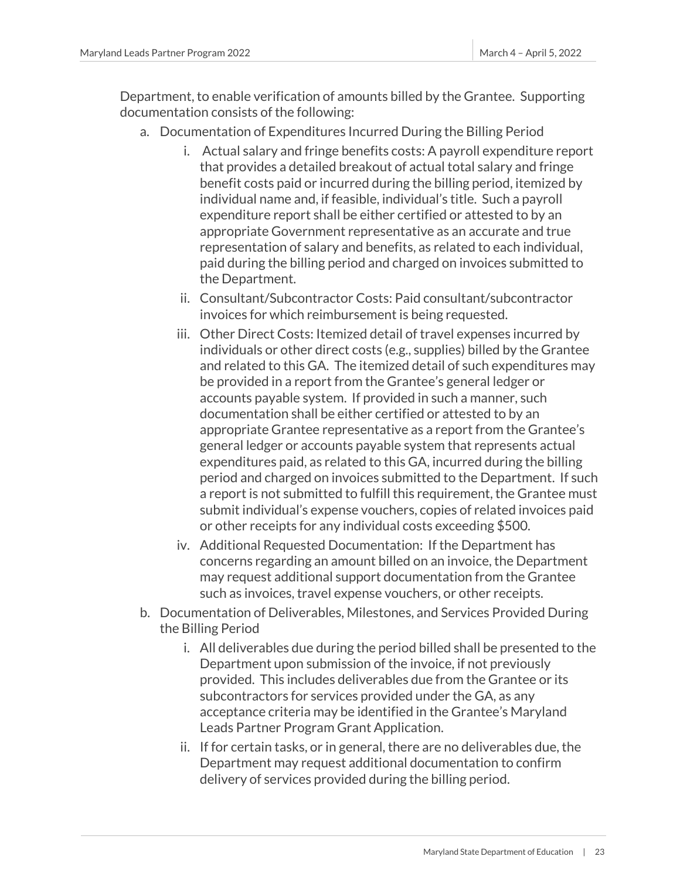Department, to enable verification of amounts billed by the Grantee. Supporting documentation consists of the following:

a. Documentation of Expenditures Incurred During the Billing Period
    i. Actual salary and fringe benefits costs: A payroll expenditure report that provides a detailed breakout of actual total salary and fringe benefit costs paid or incurred during the billing period, itemized by individual name and, if feasible, individual's title. Such a payroll expenditure report shall be either certified or attested to by an appropriate Government representative as an accurate and true representation of salary and benefits, as related to each individual, paid during the billing period and charged on invoices submitted to the Department.
    ii. Consultant/Subcontractor Costs: Paid consultant/subcontractor invoices for which reimbursement is being requested.
    iii. Other Direct Costs: Itemized detail of travel expenses incurred by individuals or other direct costs (e.g., supplies) billed by the Grantee and related to this GA. The itemized detail of such expenditures may be provided in a report from the Grantee's general ledger or accounts payable system. If provided in such a manner, such documentation shall be either certified or attested to by an appropriate Grantee representative as a report from the Grantee's general ledger or accounts payable system that represents actual expenditures paid, as related to this GA, incurred during the billing period and charged on invoices submitted to the Department. If such a report is not submitted to fulfill this requirement, the Grantee must submit individual's expense vouchers, copies of related invoices paid or other receipts for any individual costs exceeding $500.
    iv. Additional Requested Documentation: If the Department has concerns regarding an amount billed on an invoice, the Department may request additional support documentation from the Grantee such as invoices, travel expense vouchers, or other receipts.

b. Documentation of Deliverables, Milestones, and Services Provided During the Billing Period
    i. All deliverables due during the period billed shall be presented to the Department upon submission of the invoice, if not previously provided. This includes deliverables due from the Grantee or its subcontractors for services provided under the GA, as any acceptance criteria may be identified in the Grantee's Maryland Leads Partner Program Grant Application.
    ii. If for certain tasks, or in general, there are no deliverables due, the Department may request additional documentation to confirm delivery of services provided during the billing period.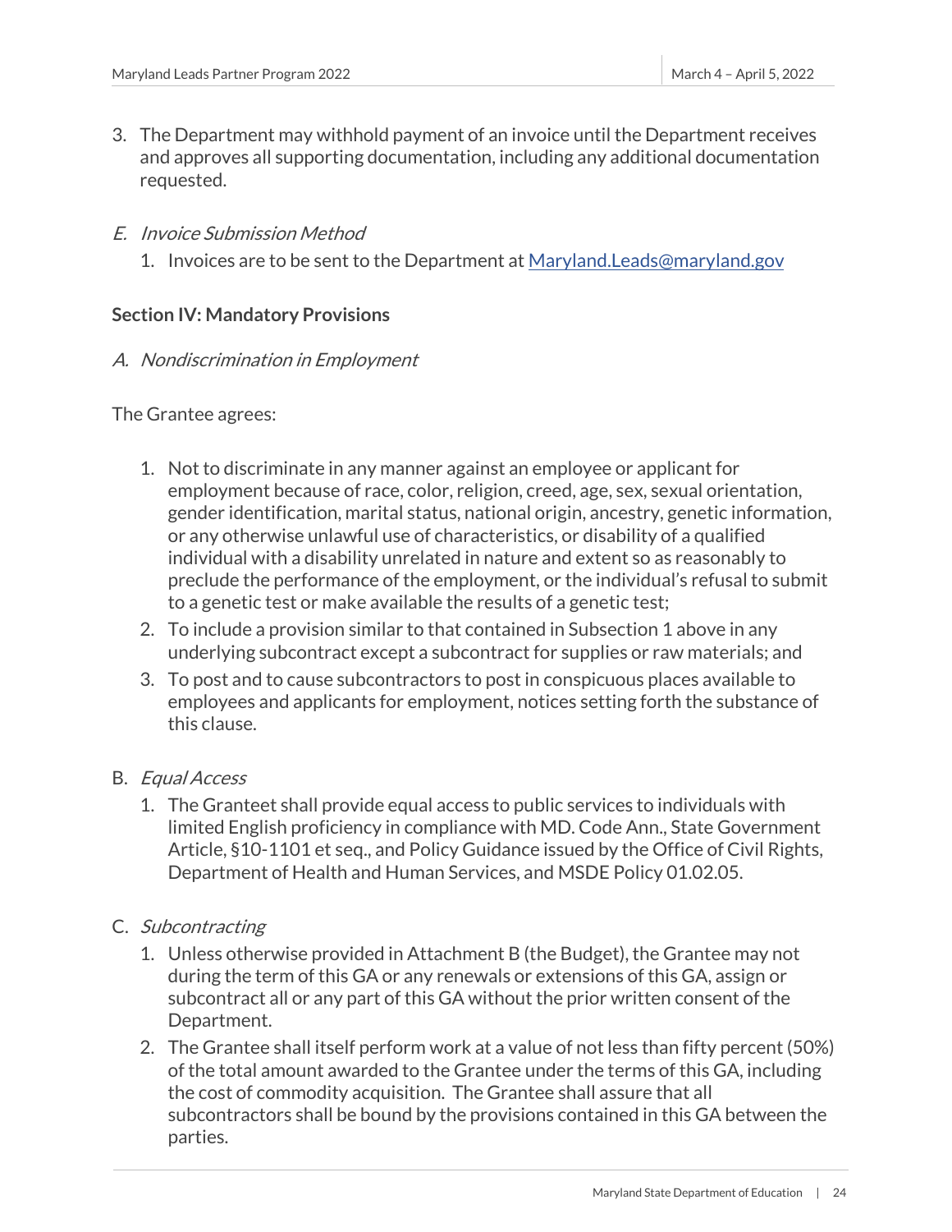3. The Department may withhold payment of an invoice until the Department receives and approves all supporting documentation, including any additional documentation requested.

*E. Invoice Submission Method*

1. Invoices are to be sent to the Department at [Maryland.Leads@maryland.gov](mailto:Maryland.Leads@maryland.gov)

**Section IV: Mandatory Provisions**

*A. Nondiscrimination in Employment*

The Grantee agrees:

1. Not to discriminate in any manner against an employee or applicant for employment because of race, color, religion, creed, age, sex, sexual orientation, gender identification, marital status, national origin, ancestry, genetic information, or any otherwise unlawful use of characteristics, or disability of a qualified individual with a disability unrelated in nature and extent so as reasonably to preclude the performance of the employment, or the individual's refusal to submit to a genetic test or make available the results of a genetic test;
2. To include a provision similar to that contained in Subsection 1 above in any underlying subcontract except a subcontract for supplies or raw materials; and
3. To post and to cause subcontractors to post in conspicuous places available to employees and applicants for employment, notices setting forth the substance of this clause.

B. *Equal Access*

1. The Granteet shall provide equal access to public services to individuals with limited English proficiency in compliance with MD. Code Ann., State Government Article, §10-1101 et seq., and Policy Guidance issued by the Office of Civil Rights, Department of Health and Human Services, and MSDE Policy 01.02.05.

C. *Subcontracting*

1. Unless otherwise provided in Attachment B (the Budget), the Grantee may not during the term of this GA or any renewals or extensions of this GA, assign or subcontract all or any part of this GA without the prior written consent of the Department.
2. The Grantee shall itself perform work at a value of not less than fifty percent (50%) of the total amount awarded to the Grantee under the terms of this GA, including the cost of commodity acquisition. The Grantee shall assure that all subcontractors shall be bound by the provisions contained in this GA between the parties.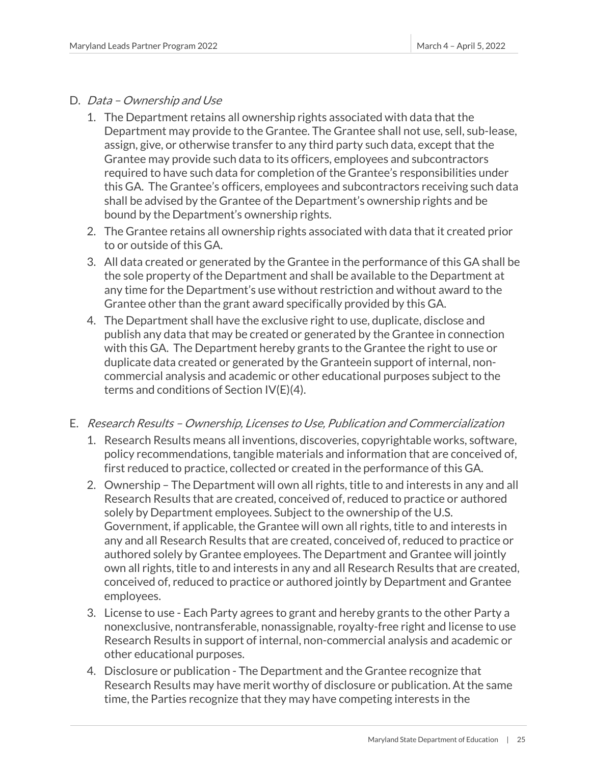D. *Data – Ownership and Use*

1. The Department retains all ownership rights associated with data that the Department may provide to the Grantee. The Grantee shall not use, sell, sub-lease, assign, give, or otherwise transfer to any third party such data, except that the Grantee may provide such data to its officers, employees and subcontractors required to have such data for completion of the Grantee's responsibilities under this GA. The Grantee's officers, employees and subcontractors receiving such data shall be advised by the Grantee of the Department's ownership rights and be bound by the Department's ownership rights.
2. The Grantee retains all ownership rights associated with data that it created prior to or outside of this GA.
3. All data created or generated by the Grantee in the performance of this GA shall be the sole property of the Department and shall be available to the Department at any time for the Department's use without restriction and without award to the Grantee other than the grant award specifically provided by this GA.
4. The Department shall have the exclusive right to use, duplicate, disclose and publish any data that may be created or generated by the Grantee in connection with this GA. The Department hereby grants to the Grantee the right to use or duplicate data created or generated by the Granteein support of internal, non-commercial analysis and academic or other educational purposes subject to the terms and conditions of Section IV(E)(4).

E. *Research Results – Ownership, Licenses to Use, Publication and Commercialization*

1. Research Results means all inventions, discoveries, copyrightable works, software, policy recommendations, tangible materials and information that are conceived of, first reduced to practice, collected or created in the performance of this GA.
2. Ownership – The Department will own all rights, title to and interests in any and all Research Results that are created, conceived of, reduced to practice or authored solely by Department employees. Subject to the ownership of the U.S. Government, if applicable, the Grantee will own all rights, title to and interests in any and all Research Results that are created, conceived of, reduced to practice or authored solely by Grantee employees. The Department and Grantee will jointly own all rights, title to and interests in any and all Research Results that are created, conceived of, reduced to practice or authored jointly by Department and Grantee employees.
3. License to use - Each Party agrees to grant and hereby grants to the other Party a nonexclusive, nontransferable, nonassignable, royalty-free right and license to use Research Results in support of internal, non-commercial analysis and academic or other educational purposes.
4. Disclosure or publication - The Department and the Grantee recognize that Research Results may have merit worthy of disclosure or publication. At the same time, the Parties recognize that they may have competing interests in the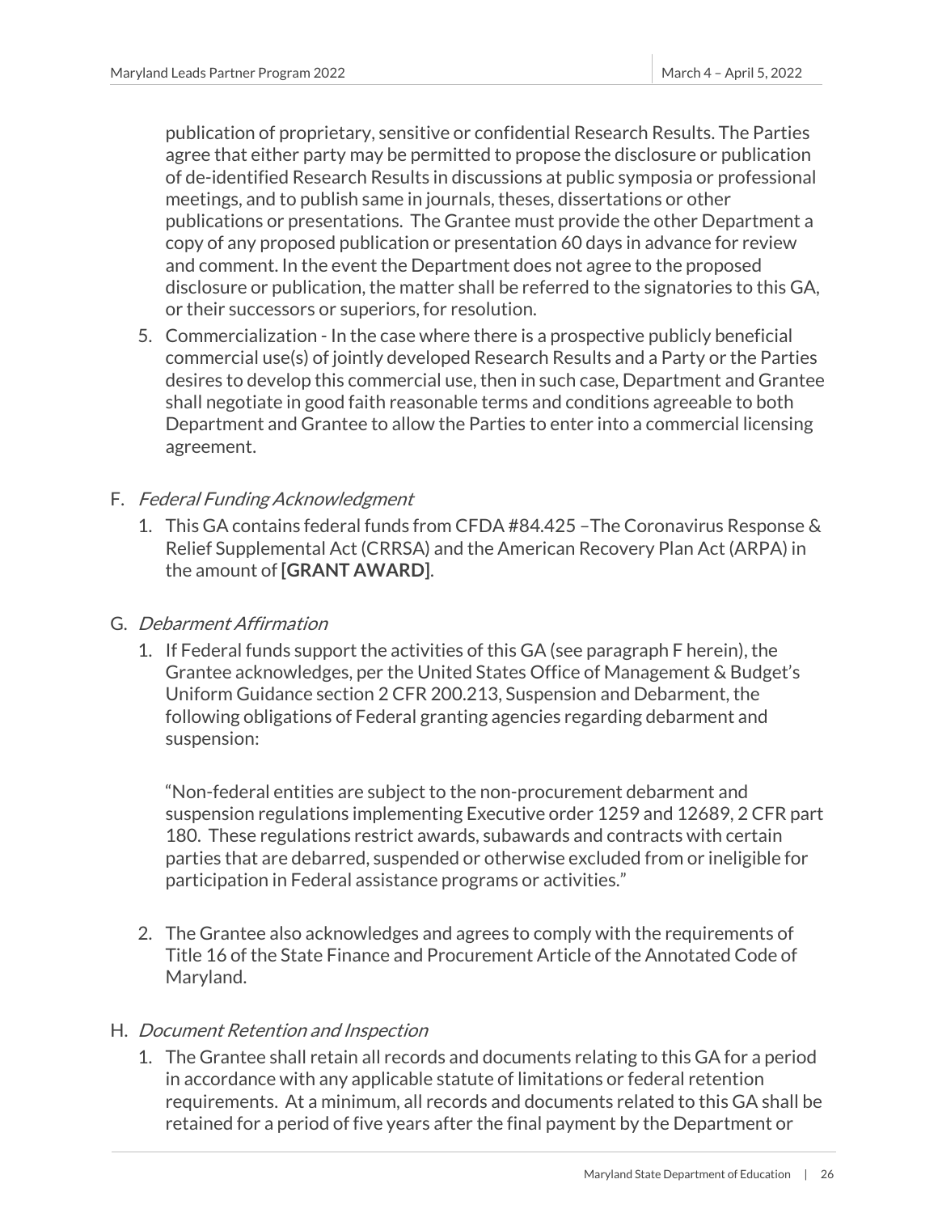publication of proprietary, sensitive or confidential Research Results. The Parties agree that either party may be permitted to propose the disclosure or publication of de-identified Research Results in discussions at public symposia or professional meetings, and to publish same in journals, theses, dissertations or other publications or presentations. The Grantee must provide the other Department a copy of any proposed publication or presentation 60 days in advance for review and comment. In the event the Department does not agree to the proposed disclosure or publication, the matter shall be referred to the signatories to this GA, or their successors or superiors, for resolution.

5. Commercialization - In the case where there is a prospective publicly beneficial commercial use(s) of jointly developed Research Results and a Party or the Parties desires to develop this commercial use, then in such case, Department and Grantee shall negotiate in good faith reasonable terms and conditions agreeable to both Department and Grantee to allow the Parties to enter into a commercial licensing agreement.

F. *Federal Funding Acknowledgment*

1. This GA contains federal funds from CFDA #84.425 –The Coronavirus Response & Relief Supplemental Act (CRRSA) and the American Recovery Plan Act (ARPA) in the amount of **[GRANT AWARD]**.

G. *Debarment Affirmation*

1. If Federal funds support the activities of this GA (see paragraph F herein), the Grantee acknowledges, per the United States Office of Management & Budget's Uniform Guidance section 2 CFR 200.213, Suspension and Debarment, the following obligations of Federal granting agencies regarding debarment and suspension:

   "Non-federal entities are subject to the non-procurement debarment and suspension regulations implementing Executive order 1259 and 12689, 2 CFR part 180. These regulations restrict awards, subawards and contracts with certain parties that are debarred, suspended or otherwise excluded from or ineligible for participation in Federal assistance programs or activities."

2. The Grantee also acknowledges and agrees to comply with the requirements of Title 16 of the State Finance and Procurement Article of the Annotated Code of Maryland.

H. *Document Retention and Inspection*

1. The Grantee shall retain all records and documents relating to this GA for a period in accordance with any applicable statute of limitations or federal retention requirements. At a minimum, all records and documents related to this GA shall be retained for a period of five years after the final payment by the Department or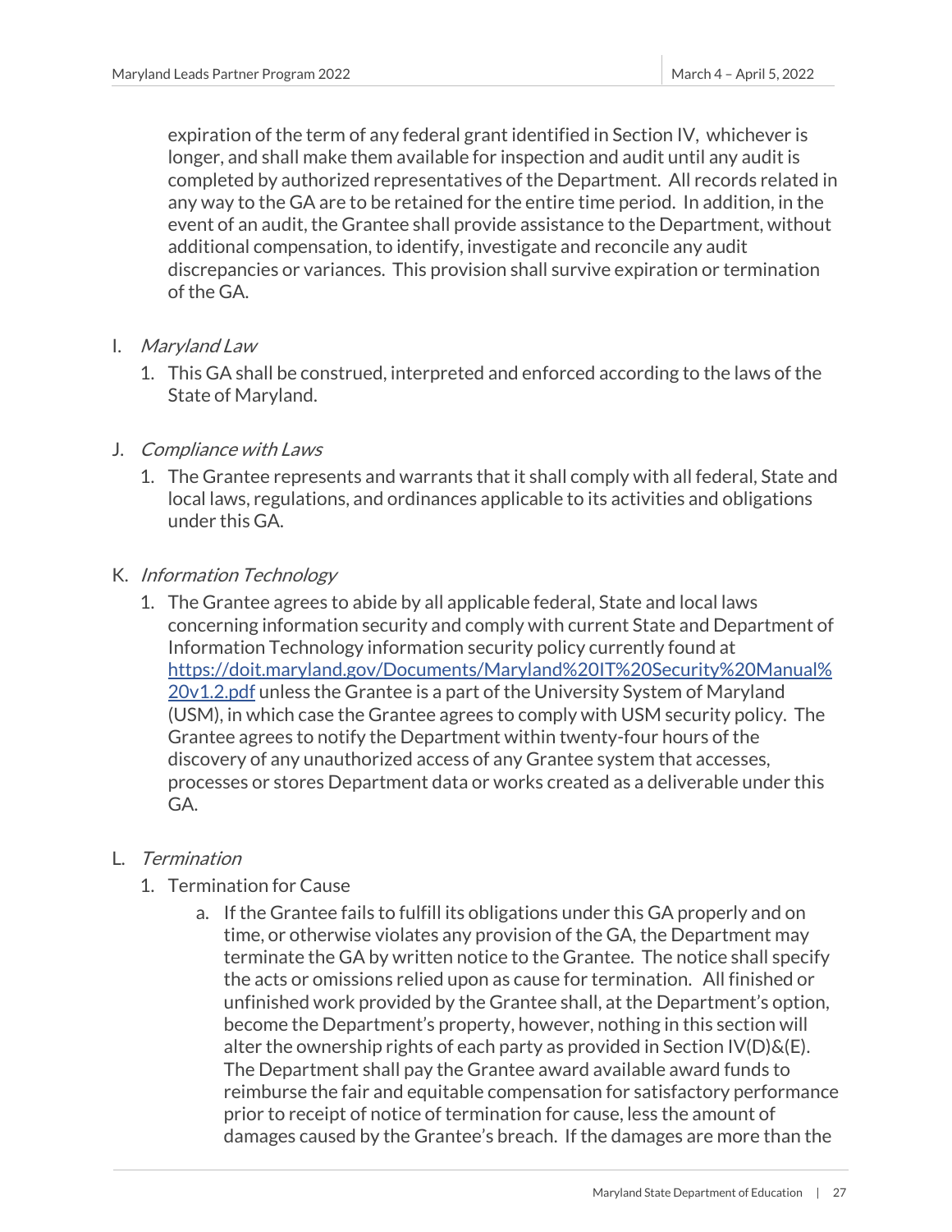expiration of the term of any federal grant identified in Section IV, whichever is longer, and shall make them available for inspection and audit until any audit is completed by authorized representatives of the Department. All records related in any way to the GA are to be retained for the entire time period. In addition, in the event of an audit, the Grantee shall provide assistance to the Department, without additional compensation, to identify, investigate and reconcile any audit discrepancies or variances. This provision shall survive expiration or termination of the GA.

I. *Maryland Law*
   1. This GA shall be construed, interpreted and enforced according to the laws of the State of Maryland.

J. *Compliance with Laws*
   1. The Grantee represents and warrants that it shall comply with all federal, State and local laws, regulations, and ordinances applicable to its activities and obligations under this GA.

K. *Information Technology*
   1. The Grantee agrees to abide by all applicable federal, State and local laws concerning information security and comply with current State and Department of Information Technology information security policy currently found at [https://doit.maryland.gov/Documents/Maryland%20IT%20Security%20Manual%20v1.2.pdf](https://doit.maryland.gov/Documents/Maryland%20IT%20Security%20Manual%20v1.2.pdf) unless the Grantee is a part of the University System of Maryland (USM), in which case the Grantee agrees to comply with USM security policy. The Grantee agrees to notify the Department within twenty-four hours of the discovery of any unauthorized access of any Grantee system that accesses, processes or stores Department data or works created as a deliverable under this GA.

L. *Termination*
   1. Termination for Cause
      a. If the Grantee fails to fulfill its obligations under this GA properly and on time, or otherwise violates any provision of the GA, the Department may terminate the GA by written notice to the Grantee. The notice shall specify the acts or omissions relied upon as cause for termination. All finished or unfinished work provided by the Grantee shall, at the Department's option, become the Department's property, however, nothing in this section will alter the ownership rights of each party as provided in Section IV(D)&(E). The Department shall pay the Grantee award available award funds to reimburse the fair and equitable compensation for satisfactory performance prior to receipt of notice of termination for cause, less the amount of damages caused by the Grantee's breach. If the damages are more than the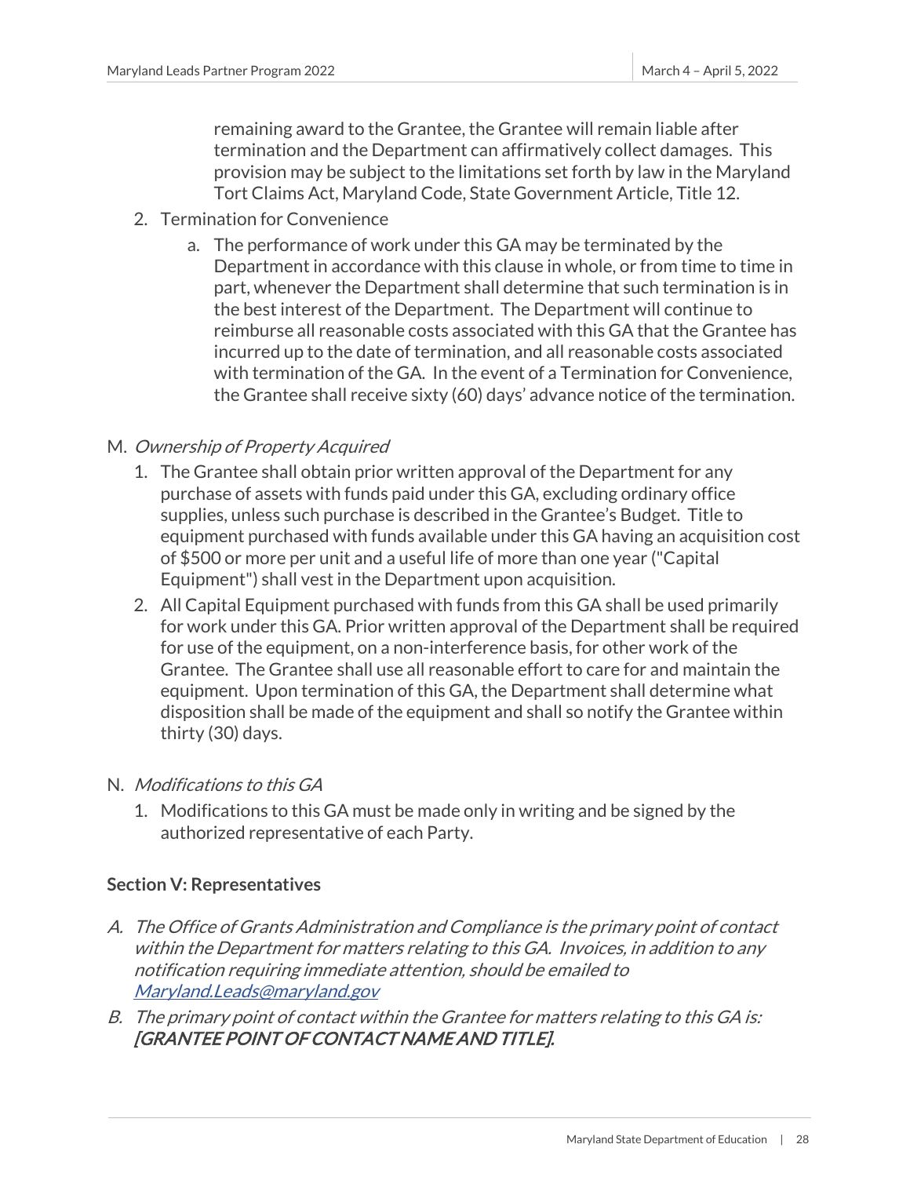remaining award to the Grantee, the Grantee will remain liable after termination and the Department can affirmatively collect damages. This provision may be subject to the limitations set forth by law in the Maryland Tort Claims Act, Maryland Code, State Government Article, Title 12.

2. Termination for Convenience
   a. The performance of work under this GA may be terminated by the Department in accordance with this clause in whole, or from time to time in part, whenever the Department shall determine that such termination is in the best interest of the Department. The Department will continue to reimburse all reasonable costs associated with this GA that the Grantee has incurred up to the date of termination, and all reasonable costs associated with termination of the GA. In the event of a Termination for Convenience, the Grantee shall receive sixty (60) days' advance notice of the termination.

M. *Ownership of Property Acquired*
   1. The Grantee shall obtain prior written approval of the Department for any purchase of assets with funds paid under this GA, excluding ordinary office supplies, unless such purchase is described in the Grantee's Budget. Title to equipment purchased with funds available under this GA having an acquisition cost of $500 or more per unit and a useful life of more than one year ("Capital Equipment") shall vest in the Department upon acquisition.
   2. All Capital Equipment purchased with funds from this GA shall be used primarily for work under this GA. Prior written approval of the Department shall be required for use of the equipment, on a non-interference basis, for other work of the Grantee. The Grantee shall use all reasonable effort to care for and maintain the equipment. Upon termination of this GA, the Department shall determine what disposition shall be made of the equipment and shall so notify the Grantee within thirty (30) days.

N. *Modifications to this GA*
   1. Modifications to this GA must be made only in writing and be signed by the authorized representative of each Party.

**Section V: Representatives**

A. *The Office of Grants Administration and Compliance is the primary point of contact within the Department for matters relating to this GA. Invoices, in addition to any notification requiring immediate attention, should be emailed to [Maryland.Leads@maryland.gov](mailto:Maryland.Leads@maryland.gov)*

B. *The primary point of contact within the Grantee for matters relating to this GA is:* ***[GRANTEE POINT OF CONTACT NAME AND TITLE].***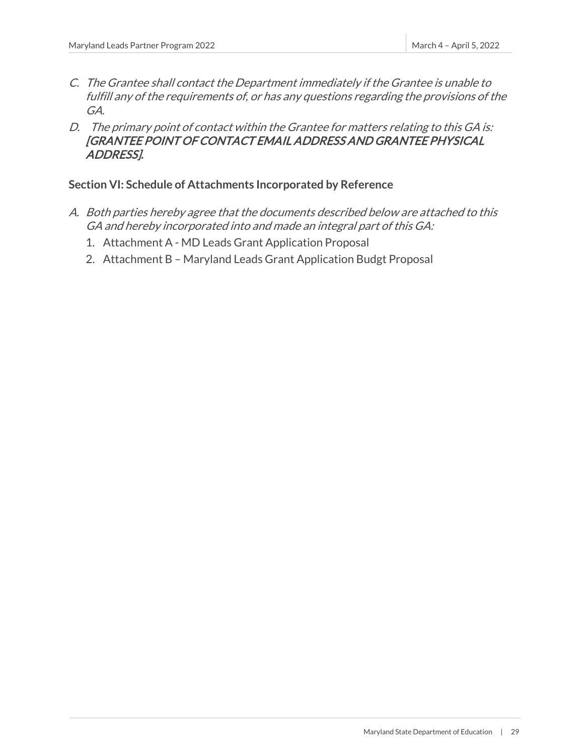C. *The Grantee shall contact the Department immediately if the Grantee is unable to fulfill any of the requirements of, or has any questions regarding the provisions of the GA.*

D. *The primary point of contact within the Grantee for matters relating to this GA is: [GRANTEE POINT OF CONTACT EMAIL ADDRESS AND GRANTEE PHYSICAL ADDRESS].*

**Section VI: Schedule of Attachments Incorporated by Reference**

A. *Both parties hereby agree that the documents described below are attached to this GA and hereby incorporated into and made an integral part of this GA:*

1. Attachment A - MD Leads Grant Application Proposal
2. Attachment B – Maryland Leads Grant Application Budgt Proposal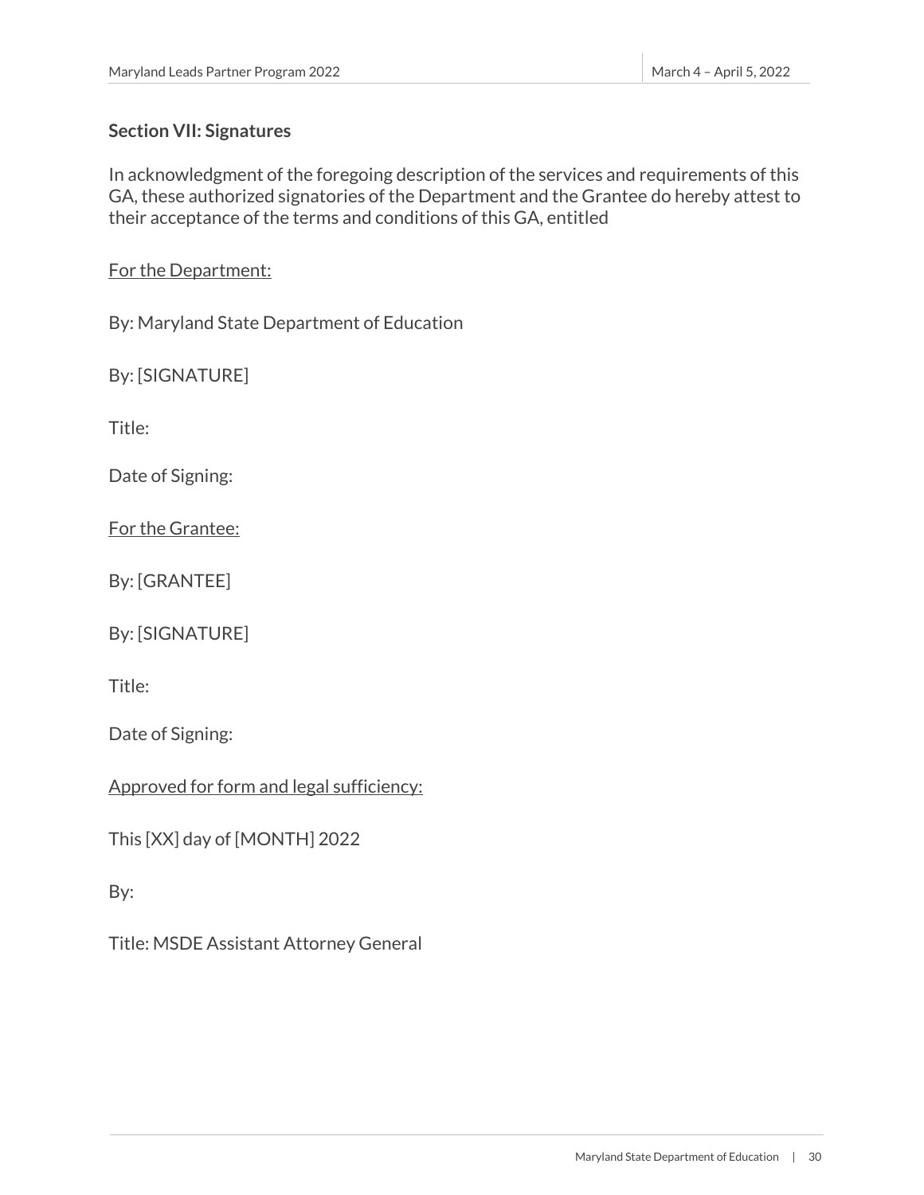**Section VII: Signatures**

In acknowledgment of the foregoing description of the services and requirements of this GA, these authorized signatories of the Department and the Grantee do hereby attest to their acceptance of the terms and conditions of this GA, entitled

<u>For the Department:</u>

By: Maryland State Department of Education

By: [SIGNATURE]

Title:

Date of Signing:

<u>For the Grantee:</u>

By: [GRANTEE]

By: [SIGNATURE]

Title:

Date of Signing:

<u>Approved for form and legal sufficiency:</u>

This [XX] day of [MONTH] 2022

By:

Title: MSDE Assistant Attorney General